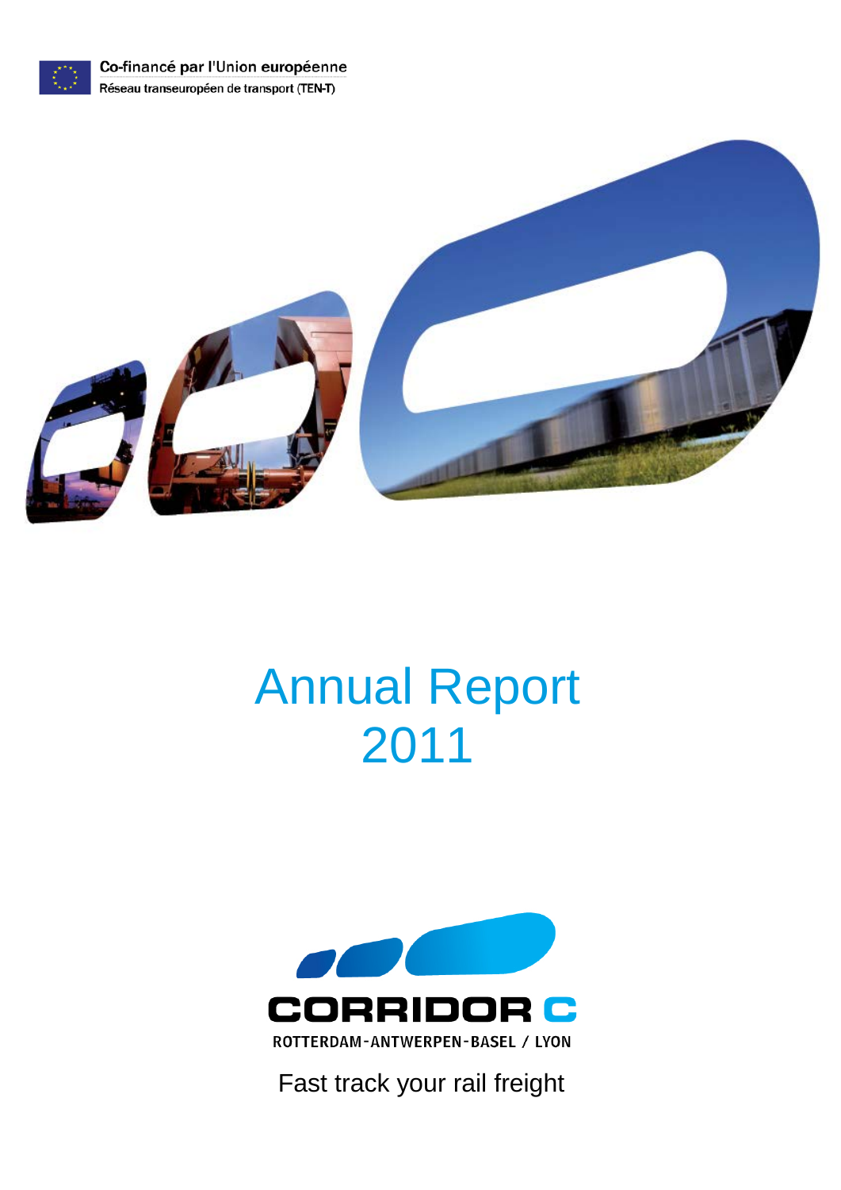Co-financé par l'Union européenne

Réseau transeuropéen de transport (TEN-T)

# Annual Report 2011

CORRIDOR C

ROTTERDAM-ANTWERPEN-BASEL / LYON

Fast track your rail freight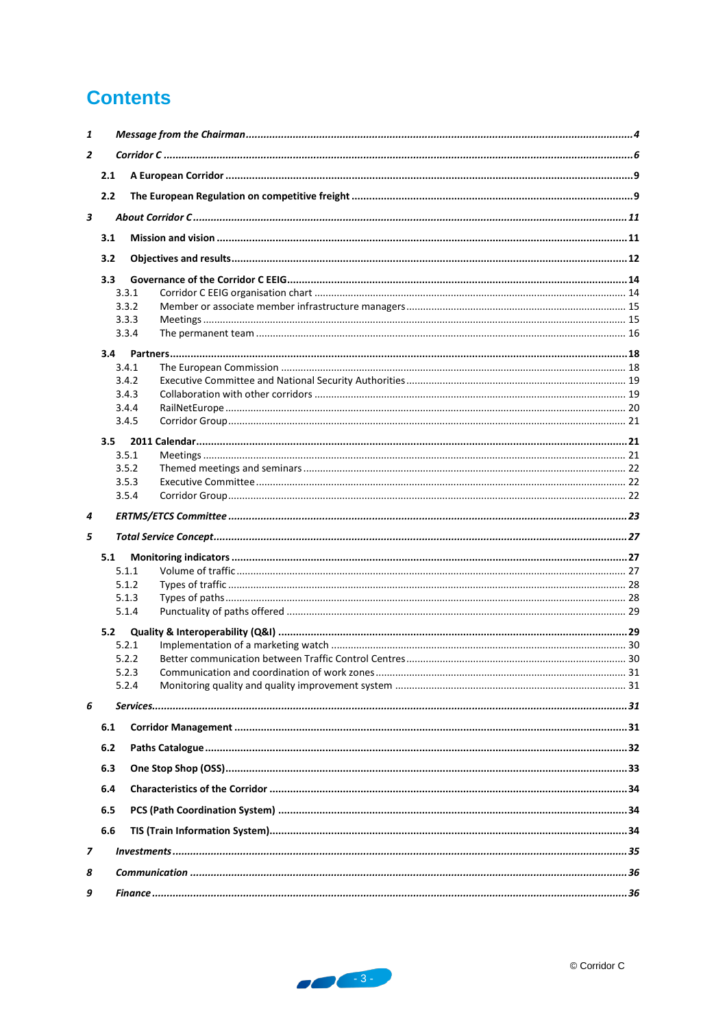# Contents

| | | |
|---|---|---|
| ***1*** | ***Message from the Chairman*** | ***4*** |
| ***2*** | ***Corridor C*** | ***6*** |
| **2.1** | **A European Corridor** | **9** |
| **2.2** | **The European Regulation on competitive freight** | **9** |
| ***3*** | ***About Corridor C*** | ***11*** |
| **3.1** | **Mission and vision** | **11** |
| **3.2** | **Objectives and results** | **12** |
| **3.3** | **Governance of the Corridor C EEIG** | **14** |
| 3.3.1 | Corridor C EEIG organisation chart | 14 |
| 3.3.2 | Member or associate member infrastructure managers | 15 |
| 3.3.3 | Meetings | 15 |
| 3.3.4 | The permanent team | 16 |
| **3.4** | **Partners** | **18** |
| 3.4.1 | The European Commission | 18 |
| 3.4.2 | Executive Committee and National Security Authorities | 19 |
| 3.4.3 | Collaboration with other corridors | 19 |
| 3.4.4 | RailNetEurope | 20 |
| 3.4.5 | Corridor Group | 21 |
| **3.5** | **2011 Calendar** | **21** |
| 3.5.1 | Meetings | 21 |
| 3.5.2 | Themed meetings and seminars | 22 |
| 3.5.3 | Executive Committee | 22 |
| 3.5.4 | Corridor Group | 22 |
| ***4*** | ***ERTMS/ETCS Committee*** | ***23*** |
| ***5*** | ***Total Service Concept*** | ***27*** |
| **5.1** | **Monitoring indicators** | **27** |
| 5.1.1 | Volume of traffic | 27 |
| 5.1.2 | Types of traffic | 28 |
| 5.1.3 | Types of paths | 28 |
| 5.1.4 | Punctuality of paths offered | 29 |
| **5.2** | **Quality & Interoperability (Q&I)** | **29** |
| 5.2.1 | Implementation of a marketing watch | 30 |
| 5.2.2 | Better communication between Traffic Control Centres | 30 |
| 5.2.3 | Communication and coordination of work zones | 31 |
| 5.2.4 | Monitoring quality and quality improvement system | 31 |
| ***6*** | ***Services*** | ***31*** |
| **6.1** | **Corridor Management** | **31** |
| **6.2** | **Paths Catalogue** | **32** |
| **6.3** | **One Stop Shop (OSS)** | **33** |
| **6.4** | **Characteristics of the Corridor** | **34** |
| **6.5** | **PCS (Path Coordination System)** | **34** |
| **6.6** | **TIS (Train Information System)** | **34** |
| ***7*** | ***Investments*** | ***35*** |
| ***8*** | ***Communication*** | ***36*** |
| ***9*** | ***Finance*** | ***36*** |

© Corridor C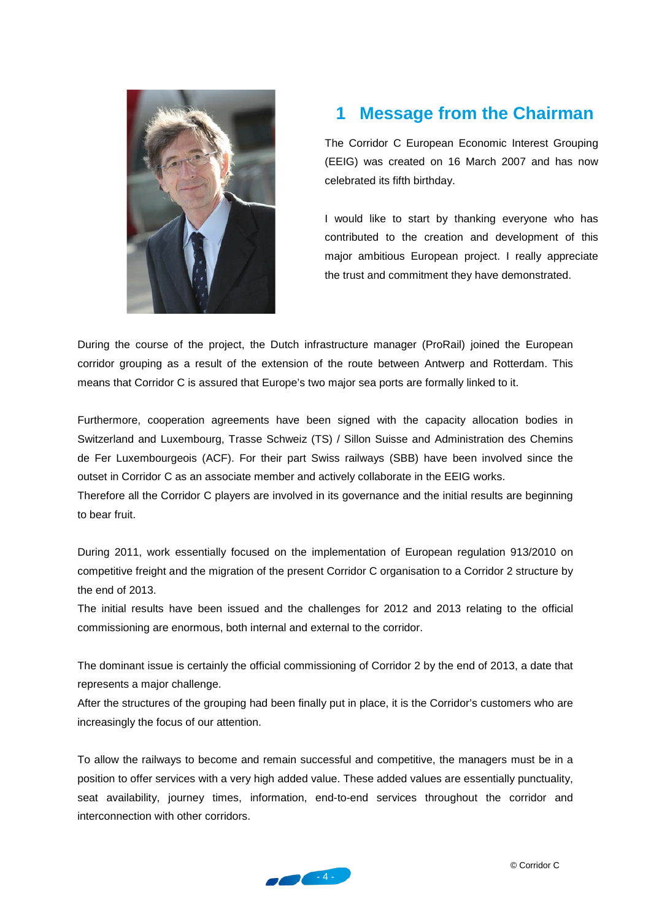# 1 Message from the Chairman

The Corridor C European Economic Interest Grouping (EEIG) was created on 16 March 2007 and has now celebrated its fifth birthday.

I would like to start by thanking everyone who has contributed to the creation and development of this major ambitious European project. I really appreciate the trust and commitment they have demonstrated.

During the course of the project, the Dutch infrastructure manager (ProRail) joined the European corridor grouping as a result of the extension of the route between Antwerp and Rotterdam. This means that Corridor C is assured that Europe's two major sea ports are formally linked to it.

Furthermore, cooperation agreements have been signed with the capacity allocation bodies in Switzerland and Luxembourg, Trasse Schweiz (TS) / Sillon Suisse and Administration des Chemins de Fer Luxembourgeois (ACF). For their part Swiss railways (SBB) have been involved since the outset in Corridor C as an associate member and actively collaborate in the EEIG works.
Therefore all the Corridor C players are involved in its governance and the initial results are beginning to bear fruit.

During 2011, work essentially focused on the implementation of European regulation 913/2010 on competitive freight and the migration of the present Corridor C organisation to a Corridor 2 structure by the end of 2013.
The initial results have been issued and the challenges for 2012 and 2013 relating to the official commissioning are enormous, both internal and external to the corridor.

The dominant issue is certainly the official commissioning of Corridor 2 by the end of 2013, a date that represents a major challenge.
After the structures of the grouping had been finally put in place, it is the Corridor's customers who are increasingly the focus of our attention.

To allow the railways to become and remain successful and competitive, the managers must be in a position to offer services with a very high added value. These added values are essentially punctuality, seat availability, journey times, information, end-to-end services throughout the corridor and interconnection with other corridors.

© Corridor C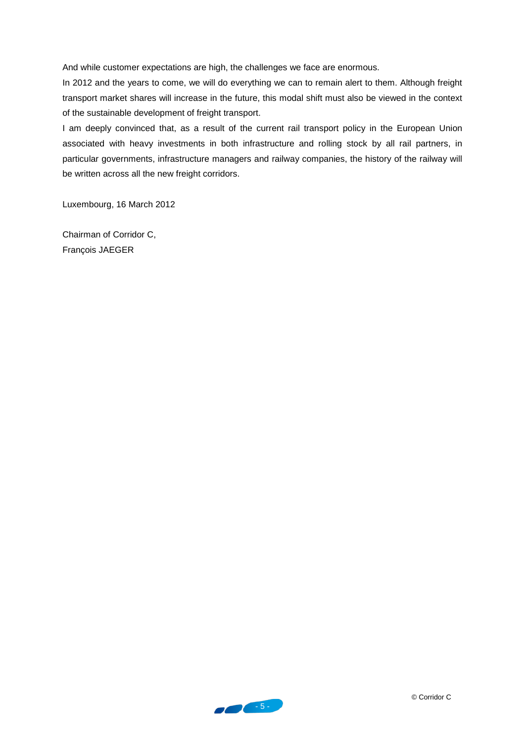And while customer expectations are high, the challenges we face are enormous.

In 2012 and the years to come, we will do everything we can to remain alert to them. Although freight transport market shares will increase in the future, this modal shift must also be viewed in the context of the sustainable development of freight transport.

I am deeply convinced that, as a result of the current rail transport policy in the European Union associated with heavy investments in both infrastructure and rolling stock by all rail partners, in particular governments, infrastructure managers and railway companies, the history of the railway will be written across all the new freight corridors.

Luxembourg, 16 March 2012

Chairman of Corridor C,
François JAEGER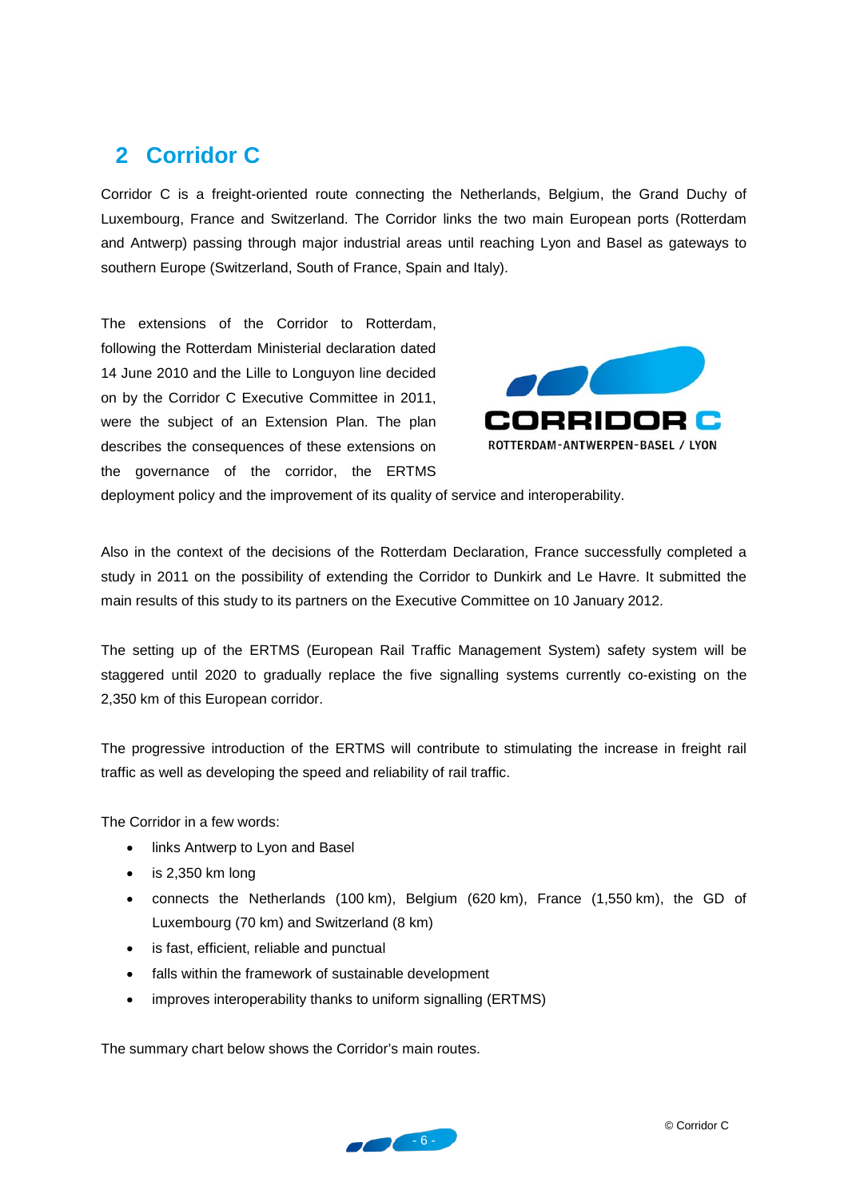## 2 Corridor C

Corridor C is a freight-oriented route connecting the Netherlands, Belgium, the Grand Duchy of Luxembourg, France and Switzerland. The Corridor links the two main European ports (Rotterdam and Antwerp) passing through major industrial areas until reaching Lyon and Basel as gateways to southern Europe (Switzerland, South of France, Spain and Italy).

The extensions of the Corridor to Rotterdam, following the Rotterdam Ministerial declaration dated 14 June 2010 and the Lille to Longuyon line decided on by the Corridor C Executive Committee in 2011, were the subject of an Extension Plan. The plan describes the consequences of these extensions on the governance of the corridor, the ERTMS deployment policy and the improvement of its quality of service and interoperability.

Also in the context of the decisions of the Rotterdam Declaration, France successfully completed a study in 2011 on the possibility of extending the Corridor to Dunkirk and Le Havre. It submitted the main results of this study to its partners on the Executive Committee on 10 January 2012.

The setting up of the ERTMS (European Rail Traffic Management System) safety system will be staggered until 2020 to gradually replace the five signalling systems currently co-existing on the 2,350 km of this European corridor.

The progressive introduction of the ERTMS will contribute to stimulating the increase in freight rail traffic as well as developing the speed and reliability of rail traffic.

The Corridor in a few words:

- links Antwerp to Lyon and Basel
- is 2,350 km long
- connects the Netherlands (100 km), Belgium (620 km), France (1,550 km), the GD of Luxembourg (70 km) and Switzerland (8 km)
- is fast, efficient, reliable and punctual
- falls within the framework of sustainable development
- improves interoperability thanks to uniform signalling (ERTMS)

The summary chart below shows the Corridor's main routes.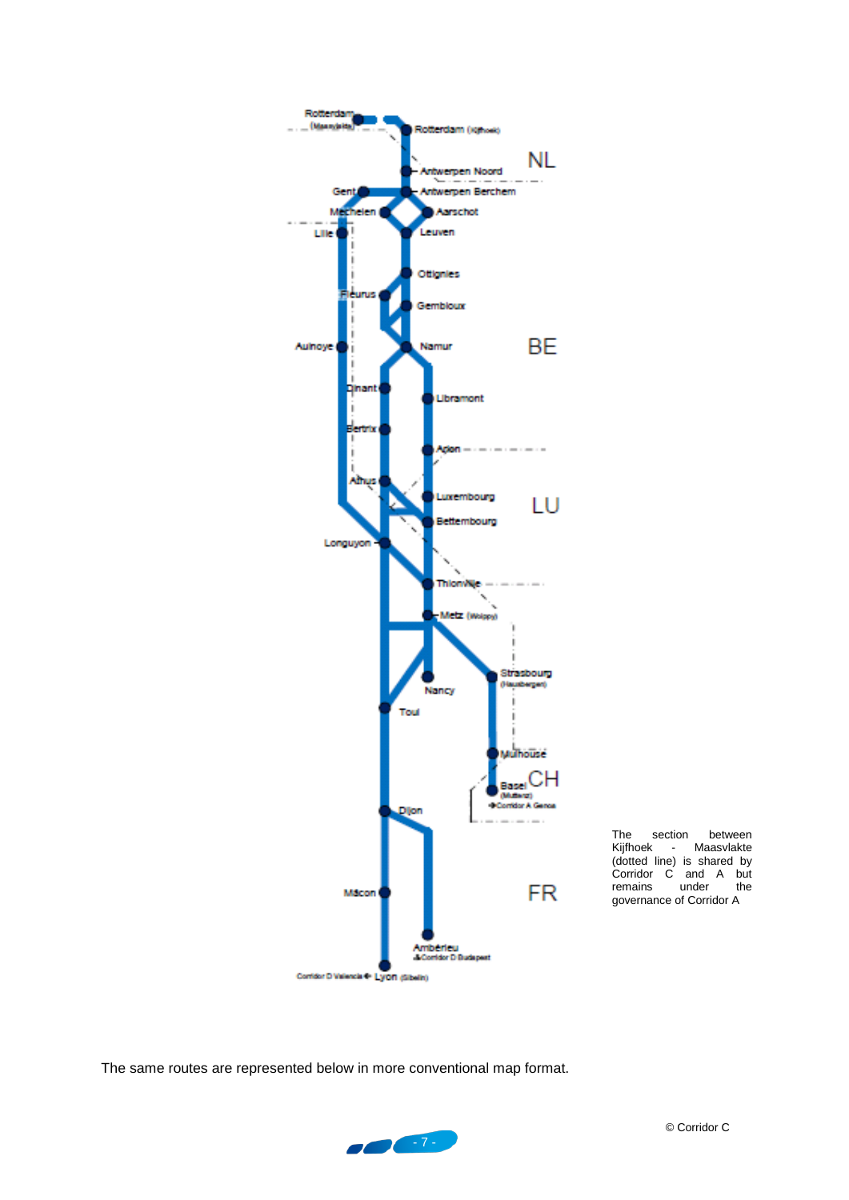Rotterdam (Maasvlakte)

Rotterdam (Kijfhoek)

NL

Antwerpen Noord

Gent

Antwerpen Berchem

Mechelen

Aarschot

Lille

Leuven

Ottignies

Fleurus

Gembloux

Aulnoye

Namur

BE

Dinant

Libramont

Bertrix

Arlon

Athus

Luxembourg

LU

Bettembourg

Longuyon

Thionville

Metz (Woippy)

Strasbourg (Hausbergen)

Nancy

Toul

Mulhouse

Basel (Muttenz)

CH

Corridor A Genoa

Dijon

Mâcon

FR

Ambérieu

Corridor D Budapest

Corridor D Valencia

Lyon (Sibelin)

The section between Kijfhoek - Maasvlakte (dotted line) is shared by Corridor C and A but remains under the governance of Corridor A

The same routes are represented below in more conventional map format.

© Corridor C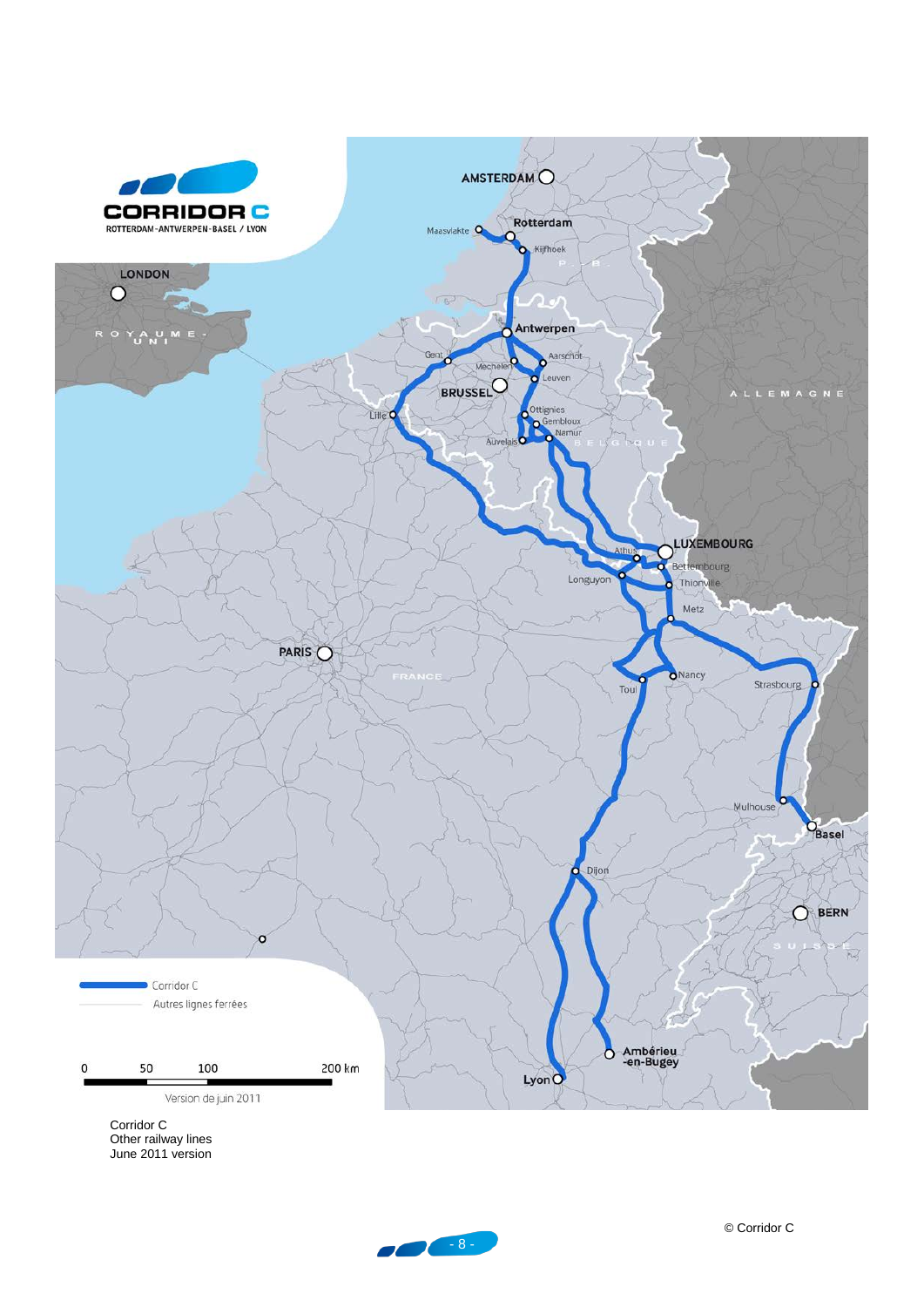Corridor C
Other railway lines
June 2011 version

© Corridor C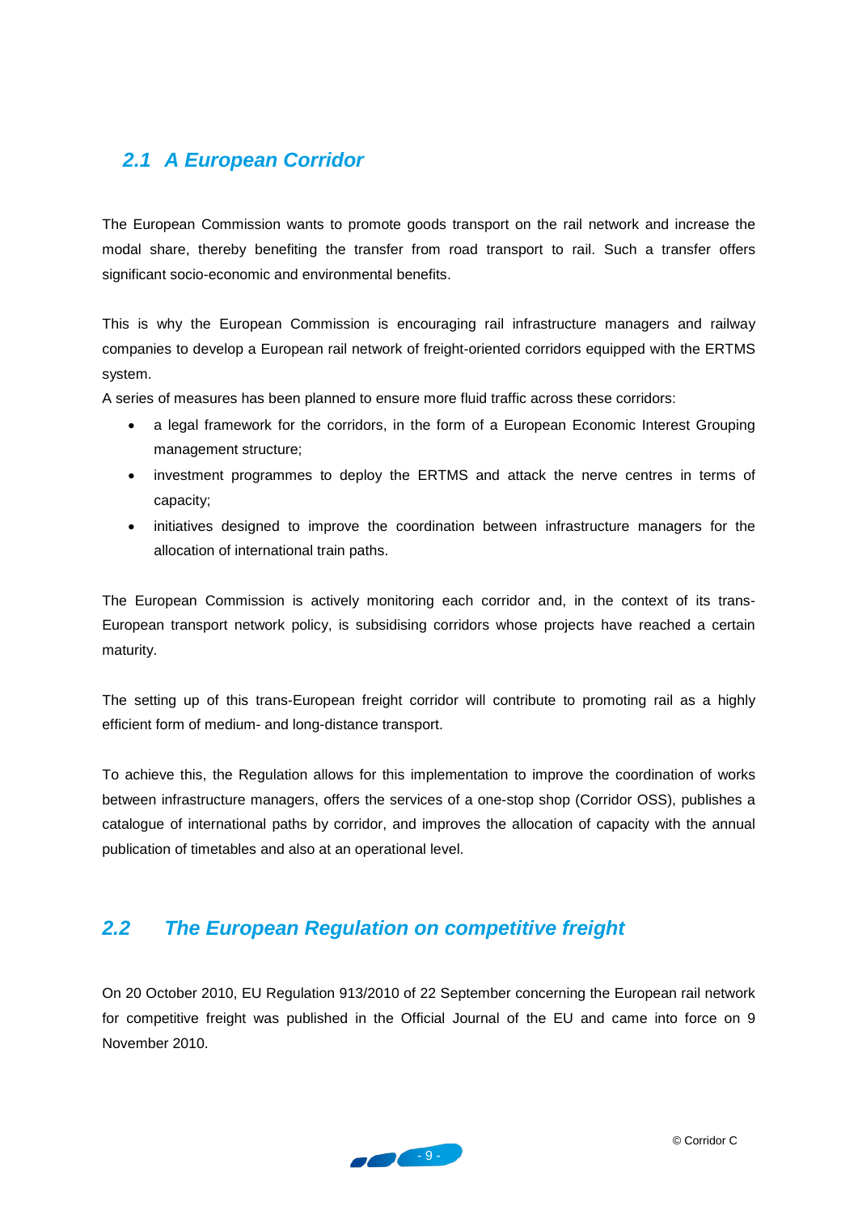## 2.1 A European Corridor

The European Commission wants to promote goods transport on the rail network and increase the modal share, thereby benefiting the transfer from road transport to rail. Such a transfer offers significant socio-economic and environmental benefits.

This is why the European Commission is encouraging rail infrastructure managers and railway companies to develop a European rail network of freight-oriented corridors equipped with the ERTMS system.

A series of measures has been planned to ensure more fluid traffic across these corridors:

- a legal framework for the corridors, in the form of a European Economic Interest Grouping management structure;
- investment programmes to deploy the ERTMS and attack the nerve centres in terms of capacity;
- initiatives designed to improve the coordination between infrastructure managers for the allocation of international train paths.

The European Commission is actively monitoring each corridor and, in the context of its trans-European transport network policy, is subsidising corridors whose projects have reached a certain maturity.

The setting up of this trans-European freight corridor will contribute to promoting rail as a highly efficient form of medium- and long-distance transport.

To achieve this, the Regulation allows for this implementation to improve the coordination of works between infrastructure managers, offers the services of a one-stop shop (Corridor OSS), publishes a catalogue of international paths by corridor, and improves the allocation of capacity with the annual publication of timetables and also at an operational level.

## 2.2 The European Regulation on competitive freight

On 20 October 2010, EU Regulation 913/2010 of 22 September concerning the European rail network for competitive freight was published in the Official Journal of the EU and came into force on 9 November 2010.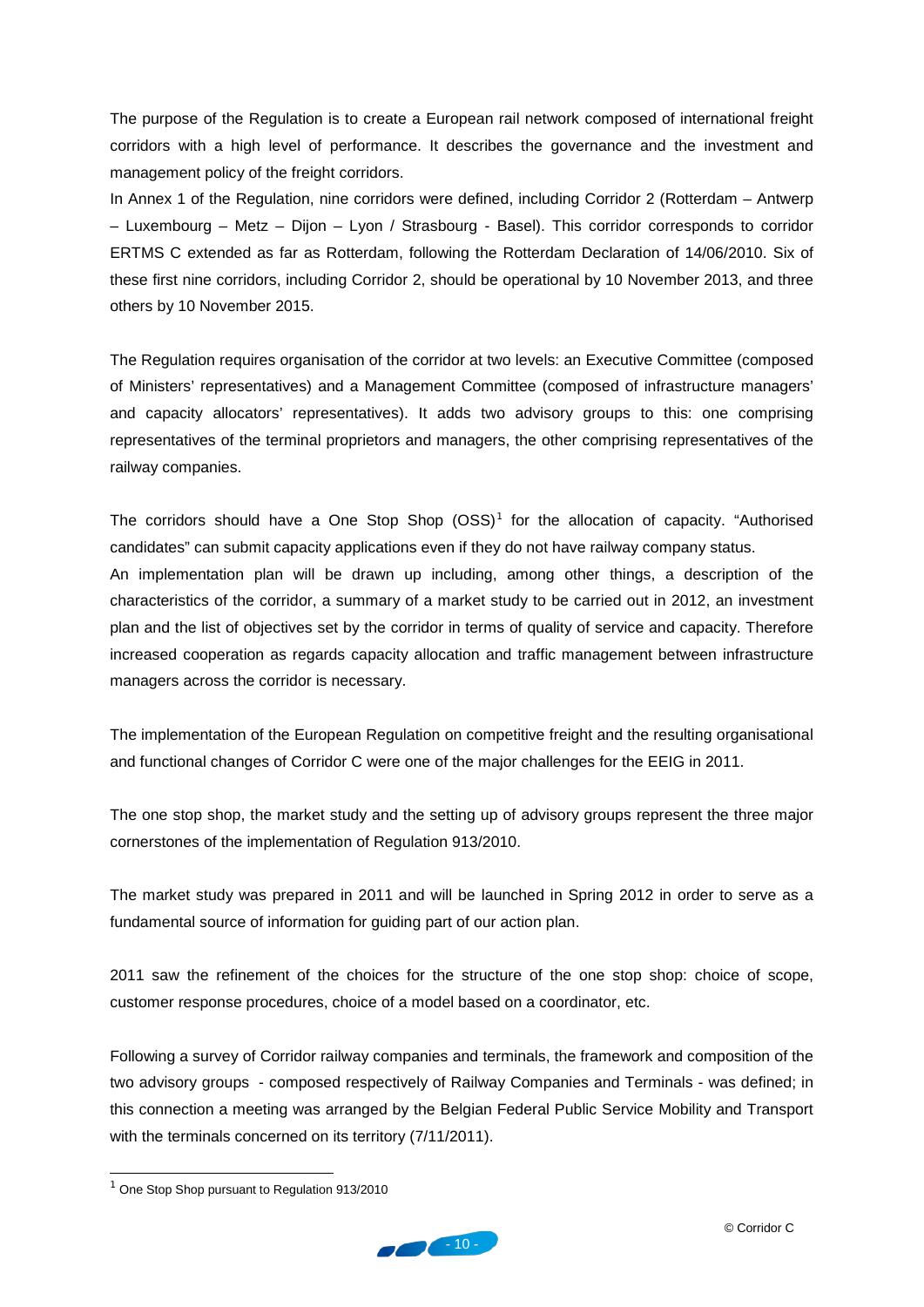The purpose of the Regulation is to create a European rail network composed of international freight corridors with a high level of performance. It describes the governance and the investment and management policy of the freight corridors.

In Annex 1 of the Regulation, nine corridors were defined, including Corridor 2 (Rotterdam – Antwerp – Luxembourg – Metz – Dijon – Lyon / Strasbourg - Basel). This corridor corresponds to corridor ERTMS C extended as far as Rotterdam, following the Rotterdam Declaration of 14/06/2010. Six of these first nine corridors, including Corridor 2, should be operational by 10 November 2013, and three others by 10 November 2015.

The Regulation requires organisation of the corridor at two levels: an Executive Committee (composed of Ministers' representatives) and a Management Committee (composed of infrastructure managers' and capacity allocators' representatives). It adds two advisory groups to this: one comprising representatives of the terminal proprietors and managers, the other comprising representatives of the railway companies.

The corridors should have a One Stop Shop (OSS)[1] for the allocation of capacity. "Authorised candidates" can submit capacity applications even if they do not have railway company status.

An implementation plan will be drawn up including, among other things, a description of the characteristics of the corridor, a summary of a market study to be carried out in 2012, an investment plan and the list of objectives set by the corridor in terms of quality of service and capacity. Therefore increased cooperation as regards capacity allocation and traffic management between infrastructure managers across the corridor is necessary.

The implementation of the European Regulation on competitive freight and the resulting organisational and functional changes of Corridor C were one of the major challenges for the EEIG in 2011.

The one stop shop, the market study and the setting up of advisory groups represent the three major cornerstones of the implementation of Regulation 913/2010.

The market study was prepared in 2011 and will be launched in Spring 2012 in order to serve as a fundamental source of information for guiding part of our action plan.

2011 saw the refinement of the choices for the structure of the one stop shop: choice of scope, customer response procedures, choice of a model based on a coordinator, etc.

Following a survey of Corridor railway companies and terminals, the framework and composition of the two advisory groups - composed respectively of Railway Companies and Terminals - was defined; in this connection a meeting was arranged by the Belgian Federal Public Service Mobility and Transport with the terminals concerned on its territory (7/11/2011).

[1] One Stop Shop pursuant to Regulation 913/2010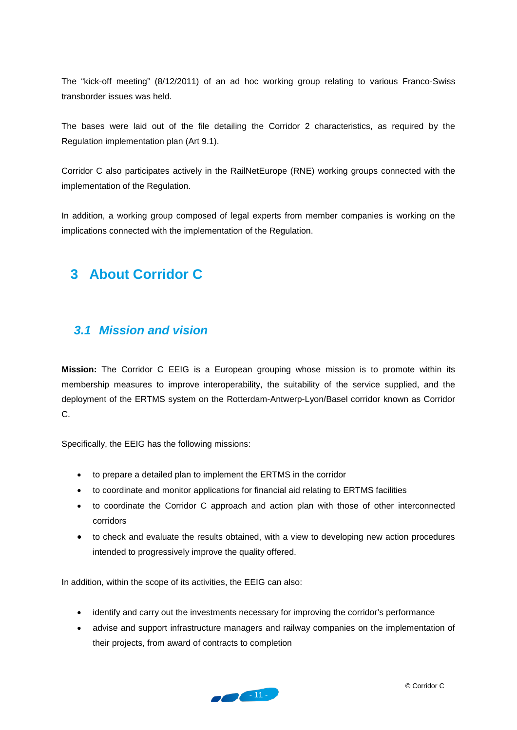The “kick-off meeting” (8/12/2011) of an ad hoc working group relating to various Franco-Swiss transborder issues was held.

The bases were laid out of the file detailing the Corridor 2 characteristics, as required by the Regulation implementation plan (Art 9.1).

Corridor C also participates actively in the RailNetEurope (RNE) working groups connected with the implementation of the Regulation.

In addition, a working group composed of legal experts from member companies is working on the implications connected with the implementation of the Regulation.

# 3 About Corridor C

## *3.1 Mission and vision*

**Mission:** The Corridor C EEIG is a European grouping whose mission is to promote within its membership measures to improve interoperability, the suitability of the service supplied, and the deployment of the ERTMS system on the Rotterdam-Antwerp-Lyon/Basel corridor known as Corridor C.

Specifically, the EEIG has the following missions:

- to prepare a detailed plan to implement the ERTMS in the corridor
- to coordinate and monitor applications for financial aid relating to ERTMS facilities
- to coordinate the Corridor C approach and action plan with those of other interconnected corridors
- to check and evaluate the results obtained, with a view to developing new action procedures intended to progressively improve the quality offered.

In addition, within the scope of its activities, the EEIG can also:

- identify and carry out the investments necessary for improving the corridor’s performance
- advise and support infrastructure managers and railway companies on the implementation of their projects, from award of contracts to completion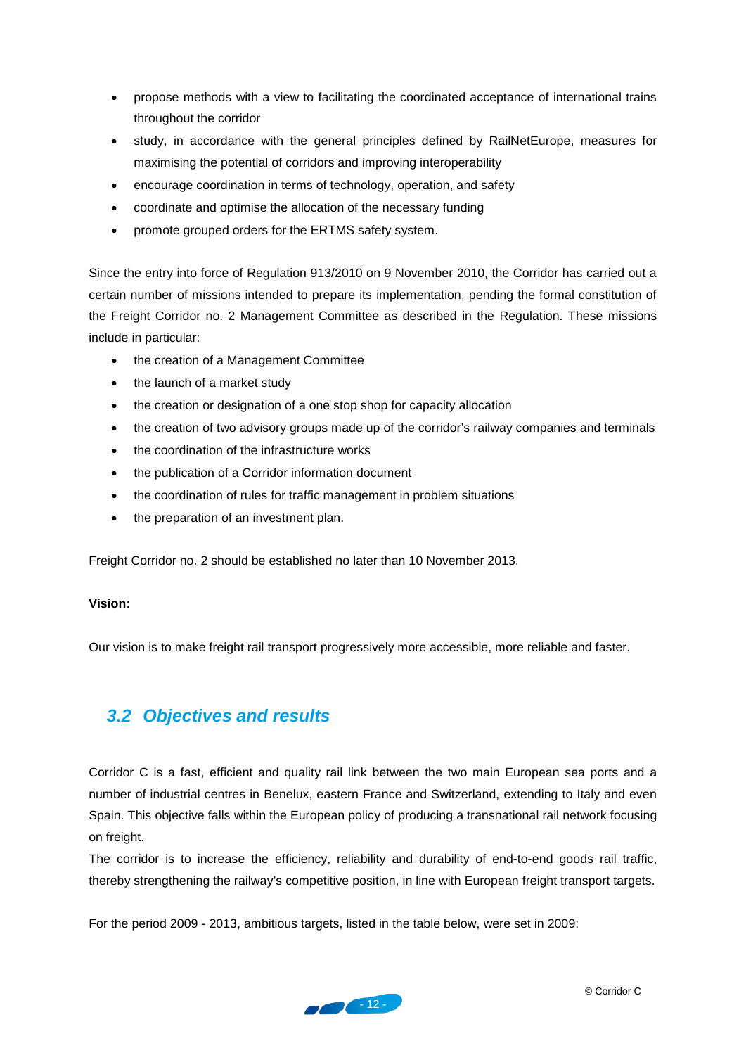- propose methods with a view to facilitating the coordinated acceptance of international trains throughout the corridor
- study, in accordance with the general principles defined by RailNetEurope, measures for maximising the potential of corridors and improving interoperability
- encourage coordination in terms of technology, operation, and safety
- coordinate and optimise the allocation of the necessary funding
- promote grouped orders for the ERTMS safety system.

Since the entry into force of Regulation 913/2010 on 9 November 2010, the Corridor has carried out a certain number of missions intended to prepare its implementation, pending the formal constitution of the Freight Corridor no. 2 Management Committee as described in the Regulation. These missions include in particular:

- the creation of a Management Committee
- the launch of a market study
- the creation or designation of a one stop shop for capacity allocation
- the creation of two advisory groups made up of the corridor's railway companies and terminals
- the coordination of the infrastructure works
- the publication of a Corridor information document
- the coordination of rules for traffic management in problem situations
- the preparation of an investment plan.

Freight Corridor no. 2 should be established no later than 10 November 2013.

**Vision:**

Our vision is to make freight rail transport progressively more accessible, more reliable and faster.

## *3.2 Objectives and results*

Corridor C is a fast, efficient and quality rail link between the two main European sea ports and a number of industrial centres in Benelux, eastern France and Switzerland, extending to Italy and even Spain. This objective falls within the European policy of producing a transnational rail network focusing on freight.

The corridor is to increase the efficiency, reliability and durability of end-to-end goods rail traffic, thereby strengthening the railway's competitive position, in line with European freight transport targets.

For the period 2009 - 2013, ambitious targets, listed in the table below, were set in 2009: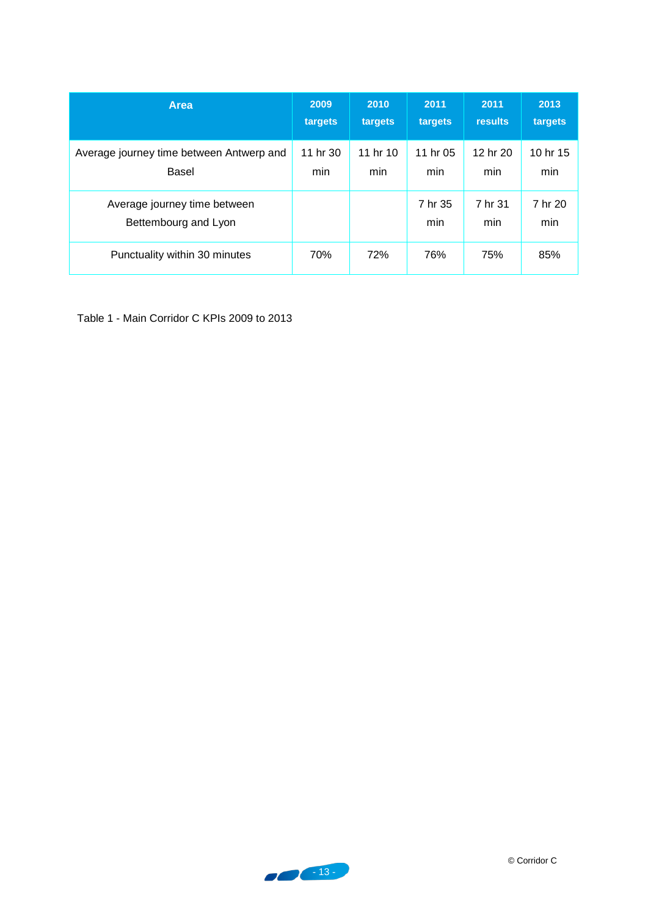| Area | 2009 targets | 2010 targets | 2011 targets | 2011 results | 2013 targets |
| --- | --- | --- | --- | --- | --- |
| Average journey time between Antwerp and Basel | 11 hr 30 min | 11 hr 10 min | 11 hr 05 min | 12 hr 20 min | 10 hr 15 min |
| Average journey time between Bettembourg and Lyon | | | 7 hr 35 min | 7 hr 31 min | 7 hr 20 min |
| Punctuality within 30 minutes | 70% | 72% | 76% | 75% | 85% |

Table 1 - Main Corridor C KPIs 2009 to 2013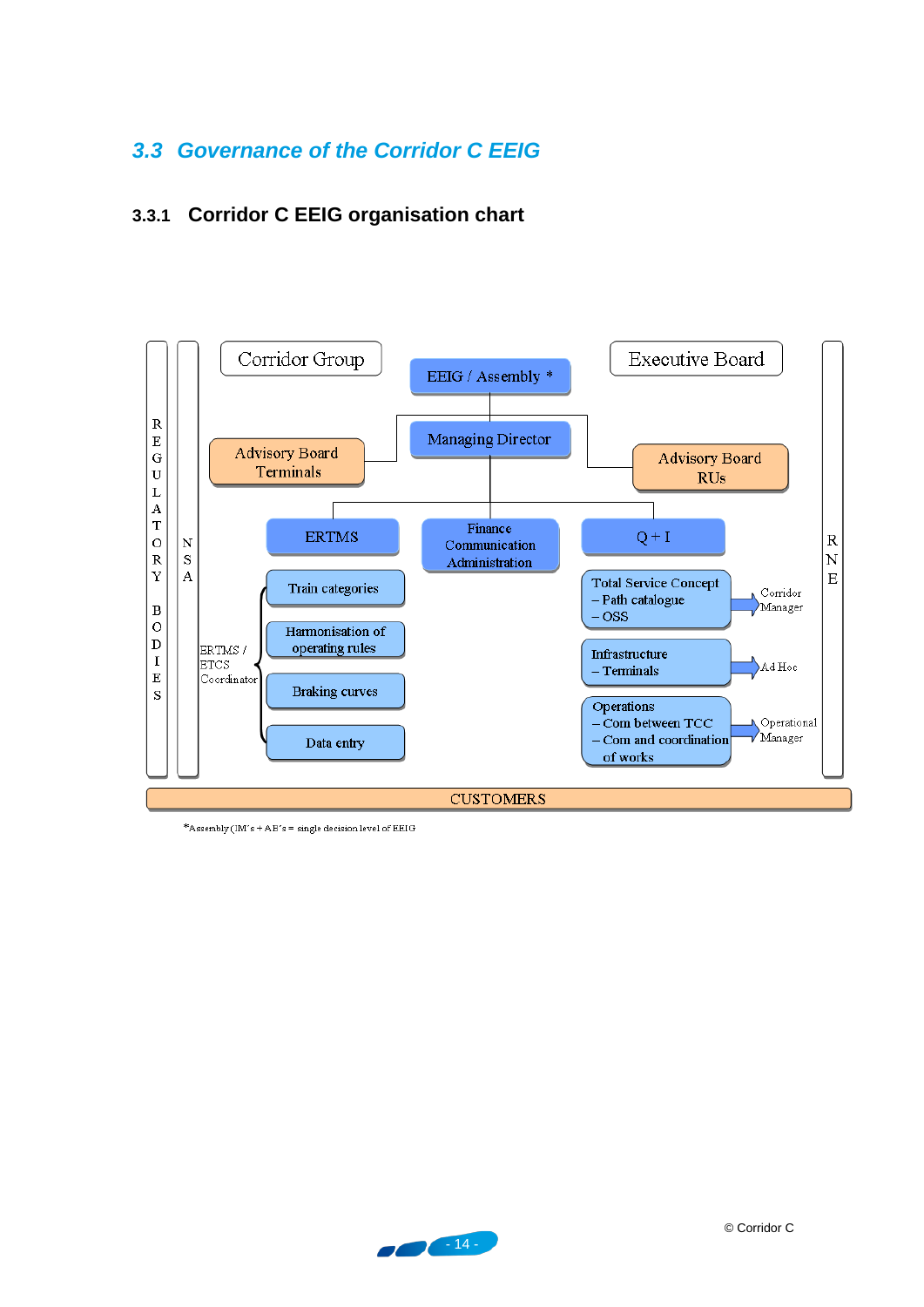## 3.3 Governance of the Corridor C EEIG

### 3.3.1 Corridor C EEIG organisation chart

REGULATORY BODIES

NSA

Corridor Group

EEIG / Assembly *

Executive Board

RNE

Managing Director

Advisory Board Terminals

Advisory Board RUs

ERTMS

Finance Communication Administration

Q + I

ERTMS / ETCS Coordinator

- Train categories
- Harmonisation of operating rules
- Braking curves
- Data entry

Total Service Concept – Path catalogue – OSS → Corridor Manager

Infrastructure – Terminals → Ad Hoc

Operations – Com between TCC – Com and coordination of works → Operational Manager

CUSTOMERS

*Assembly (IM's + AB's = single decision level of EEIG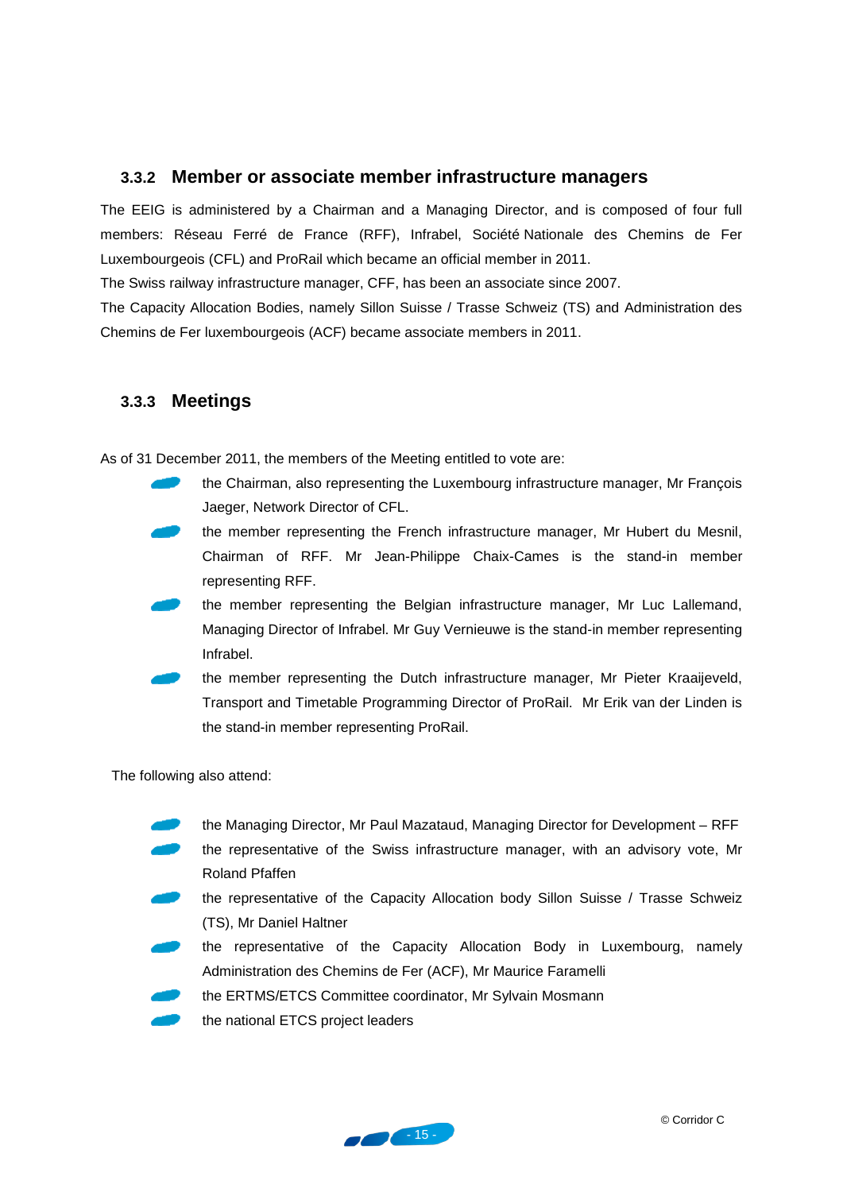### 3.3.2 Member or associate member infrastructure managers

The EEIG is administered by a Chairman and a Managing Director, and is composed of four full members: Réseau Ferré de France (RFF), Infrabel, Société Nationale des Chemins de Fer Luxembourgeois (CFL) and ProRail which became an official member in 2011.

The Swiss railway infrastructure manager, CFF, has been an associate since 2007.

The Capacity Allocation Bodies, namely Sillon Suisse / Trasse Schweiz (TS) and Administration des Chemins de Fer luxembourgeois (ACF) became associate members in 2011.

### 3.3.3 Meetings

As of 31 December 2011, the members of the Meeting entitled to vote are:

- the Chairman, also representing the Luxembourg infrastructure manager, Mr François Jaeger, Network Director of CFL.
- the member representing the French infrastructure manager, Mr Hubert du Mesnil, Chairman of RFF. Mr Jean-Philippe Chaix-Cames is the stand-in member representing RFF.
- the member representing the Belgian infrastructure manager, Mr Luc Lallemand, Managing Director of Infrabel. Mr Guy Vernieuwe is the stand-in member representing Infrabel.
- the member representing the Dutch infrastructure manager, Mr Pieter Kraaijeveld, Transport and Timetable Programming Director of ProRail. Mr Erik van der Linden is the stand-in member representing ProRail.

The following also attend:

- the Managing Director, Mr Paul Mazataud, Managing Director for Development – RFF
- the representative of the Swiss infrastructure manager, with an advisory vote, Mr Roland Pfaffen
- the representative of the Capacity Allocation body Sillon Suisse / Trasse Schweiz (TS), Mr Daniel Haltner
- the representative of the Capacity Allocation Body in Luxembourg, namely Administration des Chemins de Fer (ACF), Mr Maurice Faramelli
- the ERTMS/ETCS Committee coordinator, Mr Sylvain Mosmann
- the national ETCS project leaders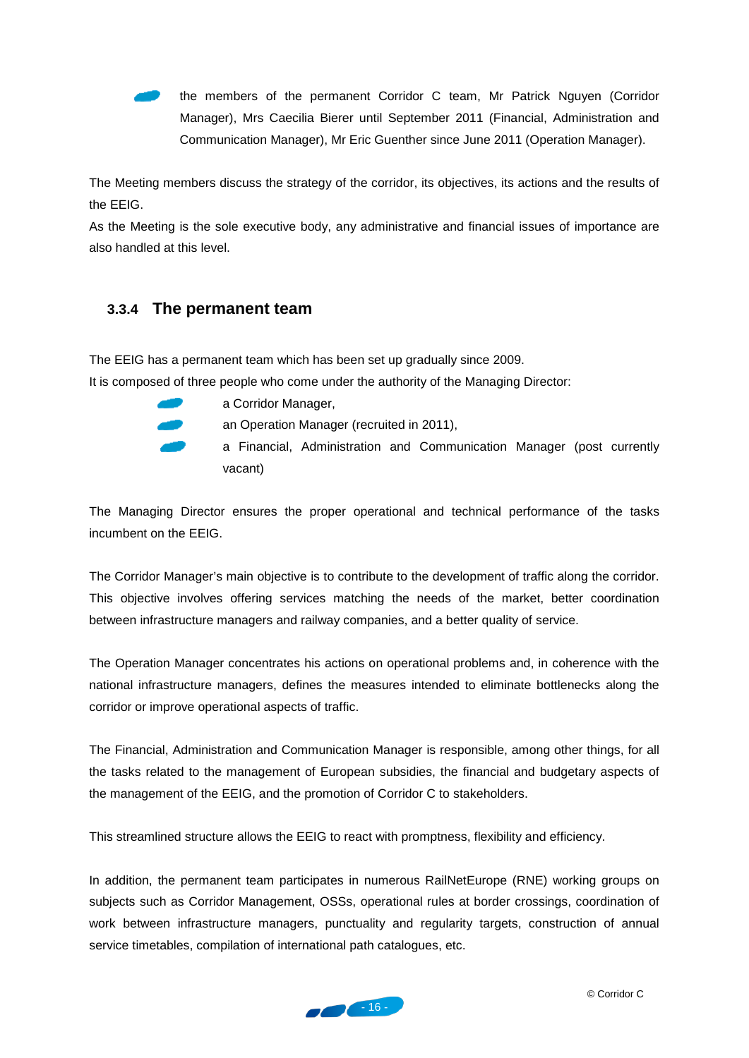- the members of the permanent Corridor C team, Mr Patrick Nguyen (Corridor Manager), Mrs Caecilia Bierer until September 2011 (Financial, Administration and Communication Manager), Mr Eric Guenther since June 2011 (Operation Manager).

The Meeting members discuss the strategy of the corridor, its objectives, its actions and the results of the EEIG.
As the Meeting is the sole executive body, any administrative and financial issues of importance are also handled at this level.

### 3.3.4 The permanent team

The EEIG has a permanent team which has been set up gradually since 2009.
It is composed of three people who come under the authority of the Managing Director:

- a Corridor Manager,
- an Operation Manager (recruited in 2011),
- a Financial, Administration and Communication Manager (post currently vacant)

The Managing Director ensures the proper operational and technical performance of the tasks incumbent on the EEIG.

The Corridor Manager's main objective is to contribute to the development of traffic along the corridor. This objective involves offering services matching the needs of the market, better coordination between infrastructure managers and railway companies, and a better quality of service.

The Operation Manager concentrates his actions on operational problems and, in coherence with the national infrastructure managers, defines the measures intended to eliminate bottlenecks along the corridor or improve operational aspects of traffic.

The Financial, Administration and Communication Manager is responsible, among other things, for all the tasks related to the management of European subsidies, the financial and budgetary aspects of the management of the EEIG, and the promotion of Corridor C to stakeholders.

This streamlined structure allows the EEIG to react with promptness, flexibility and efficiency.

In addition, the permanent team participates in numerous RailNetEurope (RNE) working groups on subjects such as Corridor Management, OSSs, operational rules at border crossings, coordination of work between infrastructure managers, punctuality and regularity targets, construction of annual service timetables, compilation of international path catalogues, etc.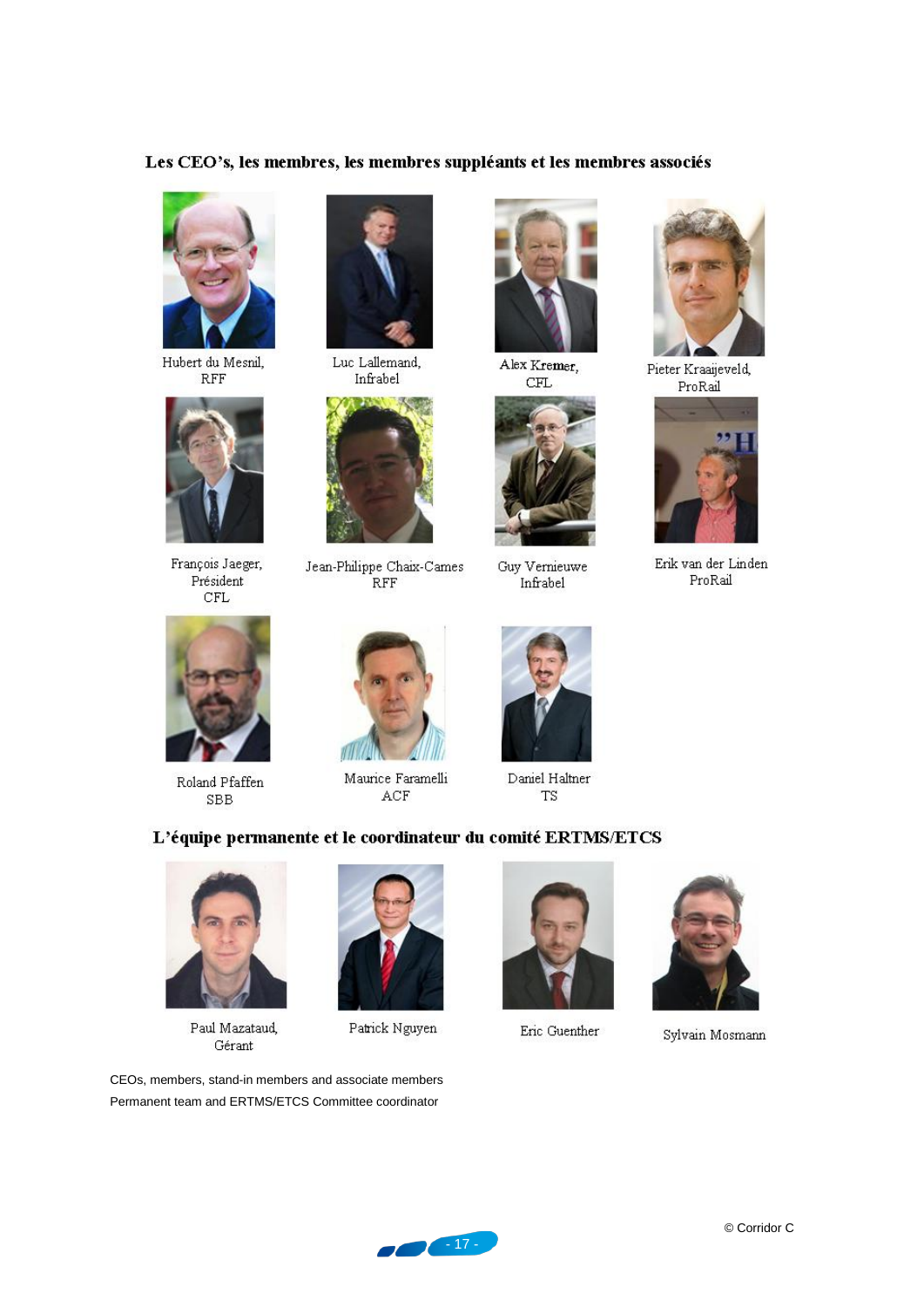## Les CEO's, les membres, les membres suppléants et les membres associés

Hubert du Mesnil,
RFF

Luc Lallemand,
Infrabel

Alex Kremer,
CFL

Pieter Kraaijeveld,
ProRail

François Jaeger,
Président
CFL

Jean-Philippe Chaix-Cames
RFF

Guy Vernieuwe
Infrabel

Erik van der Linden
ProRail

Roland Pfaffen
SBB

Maurice Faramelli
ACF

Daniel Haltner
TS

## L'équipe permanente et le coordinateur du comité ERTMS/ETCS

Paul Mazataud,
Gérant

Patrick Nguyen

Eric Guenther

Sylvain Mosmann

CEOs, members, stand-in members and associate members

Permanent team and ERTMS/ETCS Committee coordinator

© Corridor C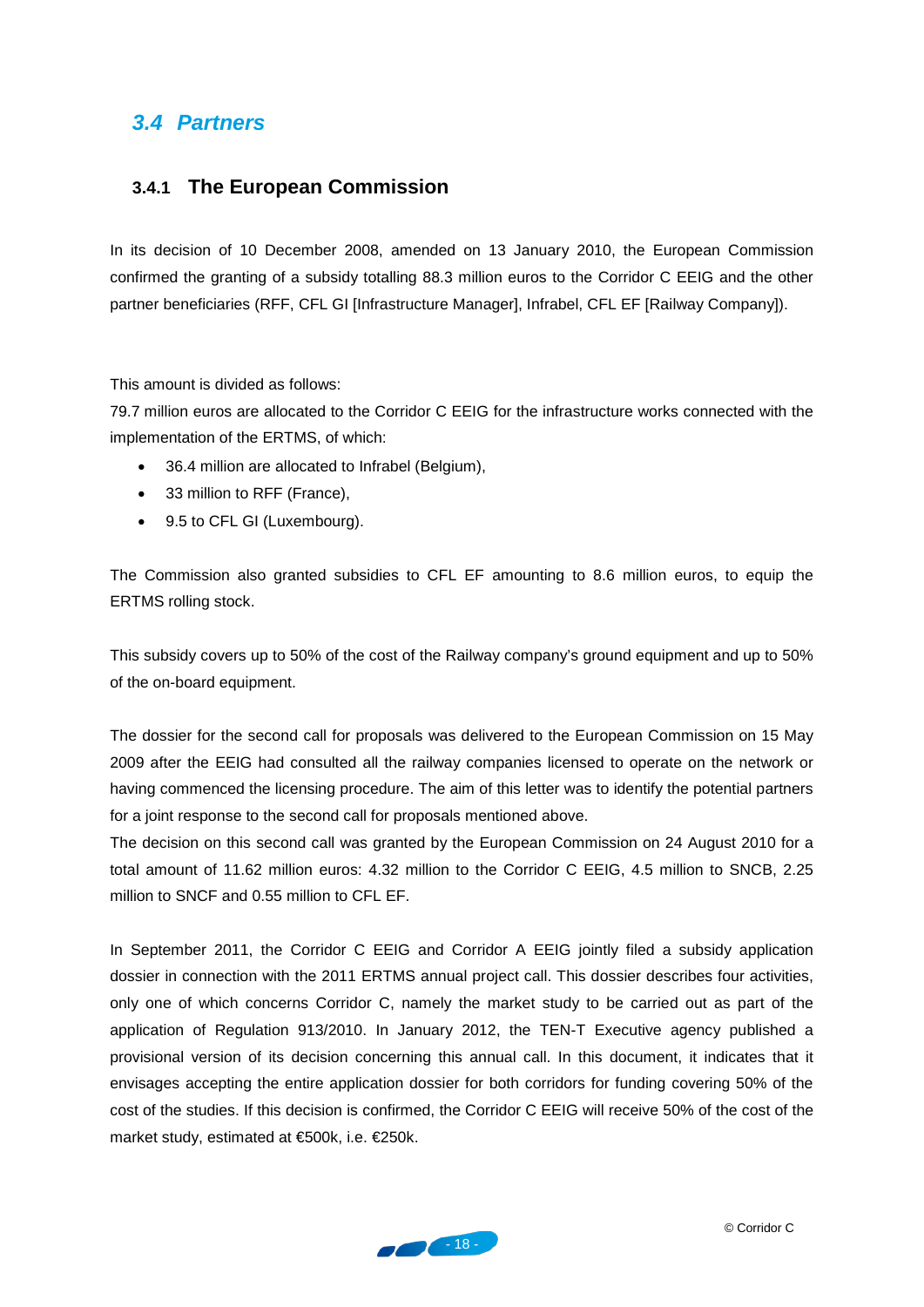## 3.4 Partners

### 3.4.1 The European Commission

In its decision of 10 December 2008, amended on 13 January 2010, the European Commission confirmed the granting of a subsidy totalling 88.3 million euros to the Corridor C EEIG and the other partner beneficiaries (RFF, CFL GI [Infrastructure Manager], Infrabel, CFL EF [Railway Company]).

This amount is divided as follows:

79.7 million euros are allocated to the Corridor C EEIG for the infrastructure works connected with the implementation of the ERTMS, of which:

- 36.4 million are allocated to Infrabel (Belgium),
- 33 million to RFF (France),
- 9.5 to CFL GI (Luxembourg).

The Commission also granted subsidies to CFL EF amounting to 8.6 million euros, to equip the ERTMS rolling stock.

This subsidy covers up to 50% of the cost of the Railway company's ground equipment and up to 50% of the on-board equipment.

The dossier for the second call for proposals was delivered to the European Commission on 15 May 2009 after the EEIG had consulted all the railway companies licensed to operate on the network or having commenced the licensing procedure. The aim of this letter was to identify the potential partners for a joint response to the second call for proposals mentioned above.

The decision on this second call was granted by the European Commission on 24 August 2010 for a total amount of 11.62 million euros: 4.32 million to the Corridor C EEIG, 4.5 million to SNCB, 2.25 million to SNCF and 0.55 million to CFL EF.

In September 2011, the Corridor C EEIG and Corridor A EEIG jointly filed a subsidy application dossier in connection with the 2011 ERTMS annual project call. This dossier describes four activities, only one of which concerns Corridor C, namely the market study to be carried out as part of the application of Regulation 913/2010. In January 2012, the TEN-T Executive agency published a provisional version of its decision concerning this annual call. In this document, it indicates that it envisages accepting the entire application dossier for both corridors for funding covering 50% of the cost of the studies. If this decision is confirmed, the Corridor C EEIG will receive 50% of the cost of the market study, estimated at €500k, i.e. €250k.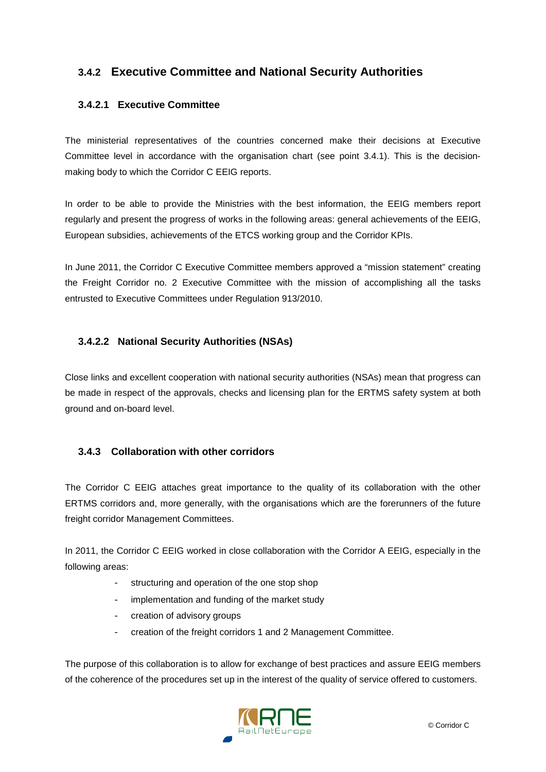### 3.4.2 Executive Committee and National Security Authorities

#### 3.4.2.1 Executive Committee

The ministerial representatives of the countries concerned make their decisions at Executive Committee level in accordance with the organisation chart (see point 3.4.1). This is the decision-making body to which the Corridor C EEIG reports.

In order to be able to provide the Ministries with the best information, the EEIG members report regularly and present the progress of works in the following areas: general achievements of the EEIG, European subsidies, achievements of the ETCS working group and the Corridor KPIs.

In June 2011, the Corridor C Executive Committee members approved a "mission statement" creating the Freight Corridor no. 2 Executive Committee with the mission of accomplishing all the tasks entrusted to Executive Committees under Regulation 913/2010.

#### 3.4.2.2 National Security Authorities (NSAs)

Close links and excellent cooperation with national security authorities (NSAs) mean that progress can be made in respect of the approvals, checks and licensing plan for the ERTMS safety system at both ground and on-board level.

### 3.4.3 Collaboration with other corridors

The Corridor C EEIG attaches great importance to the quality of its collaboration with the other ERTMS corridors and, more generally, with the organisations which are the forerunners of the future freight corridor Management Committees.

In 2011, the Corridor C EEIG worked in close collaboration with the Corridor A EEIG, especially in the following areas:

- structuring and operation of the one stop shop
- implementation and funding of the market study
- creation of advisory groups
- creation of the freight corridors 1 and 2 Management Committee.

The purpose of this collaboration is to allow for exchange of best practices and assure EEIG members of the coherence of the procedures set up in the interest of the quality of service offered to customers.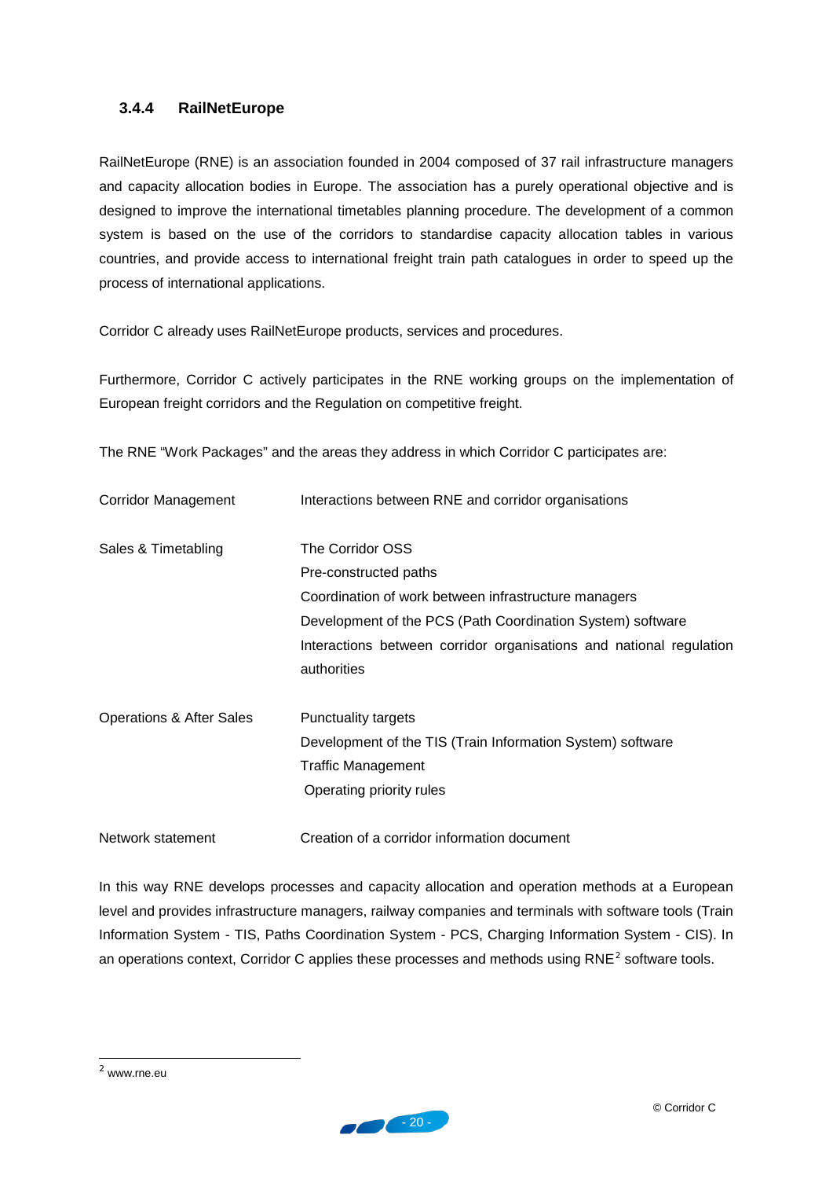### 3.4.4 RailNetEurope

RailNetEurope (RNE) is an association founded in 2004 composed of 37 rail infrastructure managers and capacity allocation bodies in Europe. The association has a purely operational objective and is designed to improve the international timetables planning procedure. The development of a common system is based on the use of the corridors to standardise capacity allocation tables in various countries, and provide access to international freight train path catalogues in order to speed up the process of international applications.

Corridor C already uses RailNetEurope products, services and procedures.

Furthermore, Corridor C actively participates in the RNE working groups on the implementation of European freight corridors and the Regulation on competitive freight.

The RNE "Work Packages" and the areas they address in which Corridor C participates are:

| | |
|---|---|
| Corridor Management | Interactions between RNE and corridor organisations |
| Sales & Timetabling | The Corridor OSS<br>Pre-constructed paths<br>Coordination of work between infrastructure managers<br>Development of the PCS (Path Coordination System) software<br>Interactions between corridor organisations and national regulation authorities |
| Operations & After Sales | Punctuality targets<br>Development of the TIS (Train Information System) software<br>Traffic Management<br>Operating priority rules |
| Network statement | Creation of a corridor information document |

In this way RNE develops processes and capacity allocation and operation methods at a European level and provides infrastructure managers, railway companies and terminals with software tools (Train Information System - TIS, Paths Coordination System - PCS, Charging Information System - CIS). In an operations context, Corridor C applies these processes and methods using RNE[2] software tools.

---

[2] www.rne.eu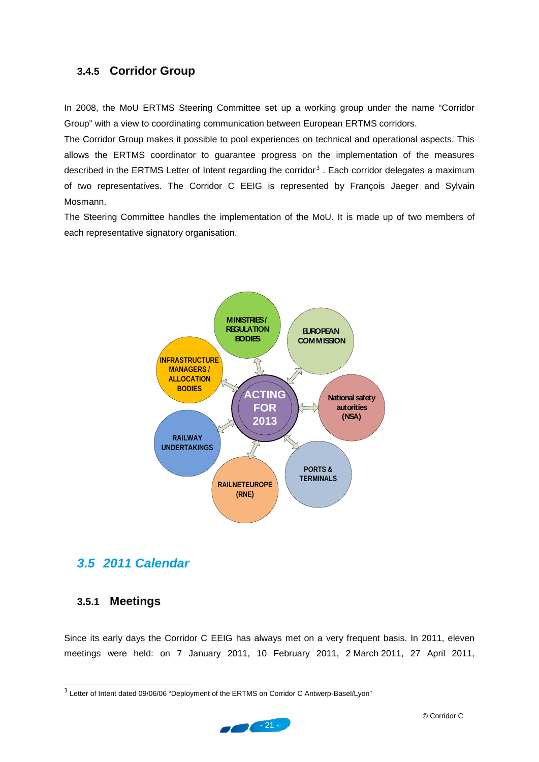### 3.4.5 Corridor Group

In 2008, the MoU ERTMS Steering Committee set up a working group under the name "Corridor Group" with a view to coordinating communication between European ERTMS corridors.

The Corridor Group makes it possible to pool experiences on technical and operational aspects. This allows the ERTMS coordinator to guarantee progress on the implementation of the measures described in the ERTMS Letter of Intent regarding the corridor[3] . Each corridor delegates a maximum of two representatives. The Corridor C EEIG is represented by François Jaeger and Sylvain Mosmann.

The Steering Committee handles the implementation of the MoU. It is made up of two members of each representative signatory organisation.

ACTING FOR 2013

- MINISTRIES / REGULATION BODIES
- EUROPEAN COMMISSION
- National safety autorities (NSA)
- PORTS & TERMINALS
- RAILNETEUROPE (RNE)
- RAILWAY UNDERTAKINGS
- INFRASTRUCTURE MANAGERS / ALLOCATION BODIES

## *3.5 2011 Calendar*

### 3.5.1 Meetings

Since its early days the Corridor C EEIG has always met on a very frequent basis. In 2011, eleven meetings were held: on 7 January 2011, 10 February 2011, 2 March 2011, 27 April 2011,

---

[3] Letter of Intent dated 09/06/06 "Deployment of the ERTMS on Corridor C Antwerp-Basel/Lyon"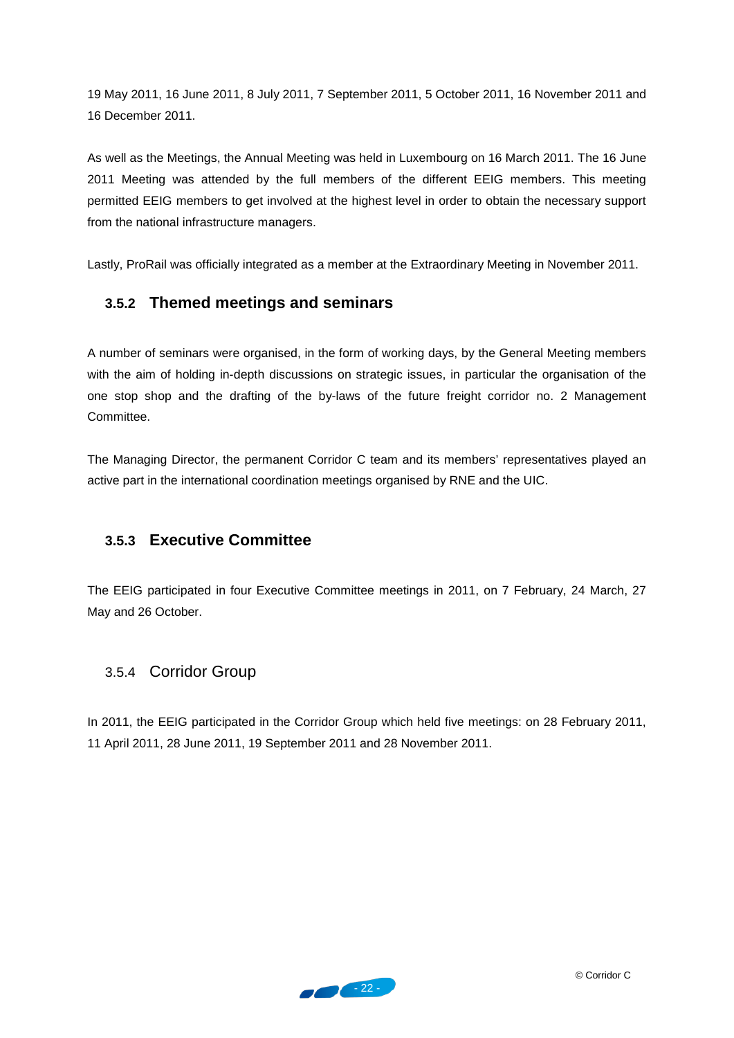19 May 2011, 16 June 2011, 8 July 2011, 7 September 2011, 5 October 2011, 16 November 2011 and 16 December 2011.

As well as the Meetings, the Annual Meeting was held in Luxembourg on 16 March 2011. The 16 June 2011 Meeting was attended by the full members of the different EEIG members. This meeting permitted EEIG members to get involved at the highest level in order to obtain the necessary support from the national infrastructure managers.

Lastly, ProRail was officially integrated as a member at the Extraordinary Meeting in November 2011.

### 3.5.2 Themed meetings and seminars

A number of seminars were organised, in the form of working days, by the General Meeting members with the aim of holding in-depth discussions on strategic issues, in particular the organisation of the one stop shop and the drafting of the by-laws of the future freight corridor no. 2 Management Committee.

The Managing Director, the permanent Corridor C team and its members' representatives played an active part in the international coordination meetings organised by RNE and the UIC.

### 3.5.3 Executive Committee

The EEIG participated in four Executive Committee meetings in 2011, on 7 February, 24 March, 27 May and 26 October.

### 3.5.4 Corridor Group

In 2011, the EEIG participated in the Corridor Group which held five meetings: on 28 February 2011, 11 April 2011, 28 June 2011, 19 September 2011 and 28 November 2011.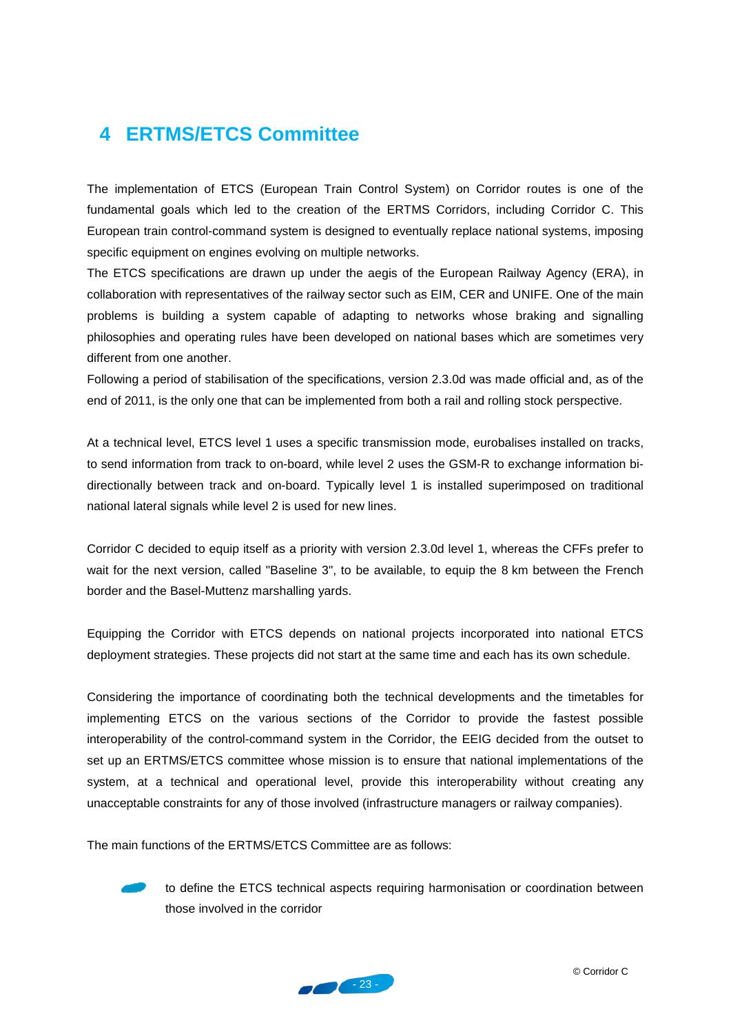# 4 ERTMS/ETCS Committee

The implementation of ETCS (European Train Control System) on Corridor routes is one of the fundamental goals which led to the creation of the ERTMS Corridors, including Corridor C. This European train control-command system is designed to eventually replace national systems, imposing specific equipment on engines evolving on multiple networks.

The ETCS specifications are drawn up under the aegis of the European Railway Agency (ERA), in collaboration with representatives of the railway sector such as EIM, CER and UNIFE. One of the main problems is building a system capable of adapting to networks whose braking and signalling philosophies and operating rules have been developed on national bases which are sometimes very different from one another.

Following a period of stabilisation of the specifications, version 2.3.0d was made official and, as of the end of 2011, is the only one that can be implemented from both a rail and rolling stock perspective.

At a technical level, ETCS level 1 uses a specific transmission mode, eurobalises installed on tracks, to send information from track to on-board, while level 2 uses the GSM-R to exchange information bi-directionally between track and on-board. Typically level 1 is installed superimposed on traditional national lateral signals while level 2 is used for new lines.

Corridor C decided to equip itself as a priority with version 2.3.0d level 1, whereas the CFFs prefer to wait for the next version, called "Baseline 3", to be available, to equip the 8 km between the French border and the Basel-Muttenz marshalling yards.

Equipping the Corridor with ETCS depends on national projects incorporated into national ETCS deployment strategies. These projects did not start at the same time and each has its own schedule.

Considering the importance of coordinating both the technical developments and the timetables for implementing ETCS on the various sections of the Corridor to provide the fastest possible interoperability of the control-command system in the Corridor, the EEIG decided from the outset to set up an ERTMS/ETCS committee whose mission is to ensure that national implementations of the system, at a technical and operational level, provide this interoperability without creating any unacceptable constraints for any of those involved (infrastructure managers or railway companies).

The main functions of the ERTMS/ETCS Committee are as follows:

- to define the ETCS technical aspects requiring harmonisation or coordination between those involved in the corridor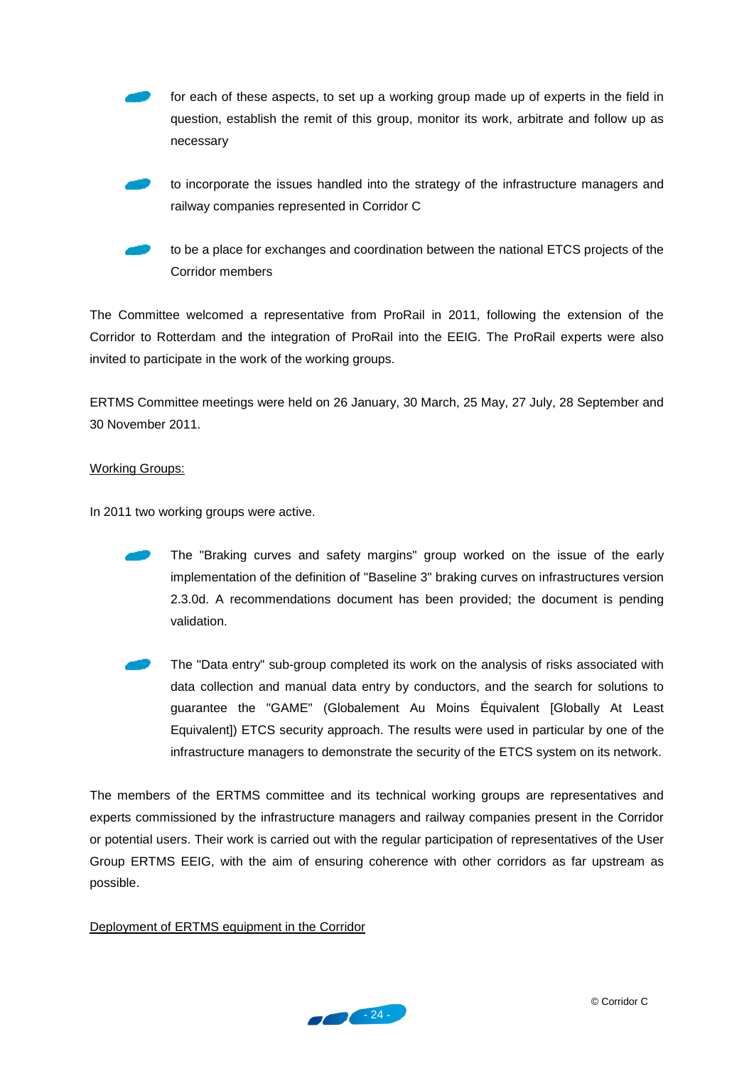- for each of these aspects, to set up a working group made up of experts in the field in question, establish the remit of this group, monitor its work, arbitrate and follow up as necessary
- to incorporate the issues handled into the strategy of the infrastructure managers and railway companies represented in Corridor C
- to be a place for exchanges and coordination between the national ETCS projects of the Corridor members

The Committee welcomed a representative from ProRail in 2011, following the extension of the Corridor to Rotterdam and the integration of ProRail into the EEIG. The ProRail experts were also invited to participate in the work of the working groups.

ERTMS Committee meetings were held on 26 January, 30 March, 25 May, 27 July, 28 September and 30 November 2011.

<u>Working Groups:</u>

In 2011 two working groups were active.

- The "Braking curves and safety margins" group worked on the issue of the early implementation of the definition of "Baseline 3" braking curves on infrastructures version 2.3.0d. A recommendations document has been provided; the document is pending validation.
- The "Data entry" sub-group completed its work on the analysis of risks associated with data collection and manual data entry by conductors, and the search for solutions to guarantee the "GAME" (Globalement Au Moins Équivalent [Globally At Least Equivalent]) ETCS security approach. The results were used in particular by one of the infrastructure managers to demonstrate the security of the ETCS system on its network.

The members of the ERTMS committee and its technical working groups are representatives and experts commissioned by the infrastructure managers and railway companies present in the Corridor or potential users. Their work is carried out with the regular participation of representatives of the User Group ERTMS EEIG, with the aim of ensuring coherence with other corridors as far upstream as possible.

<u>Deployment of ERTMS equipment in the Corridor</u>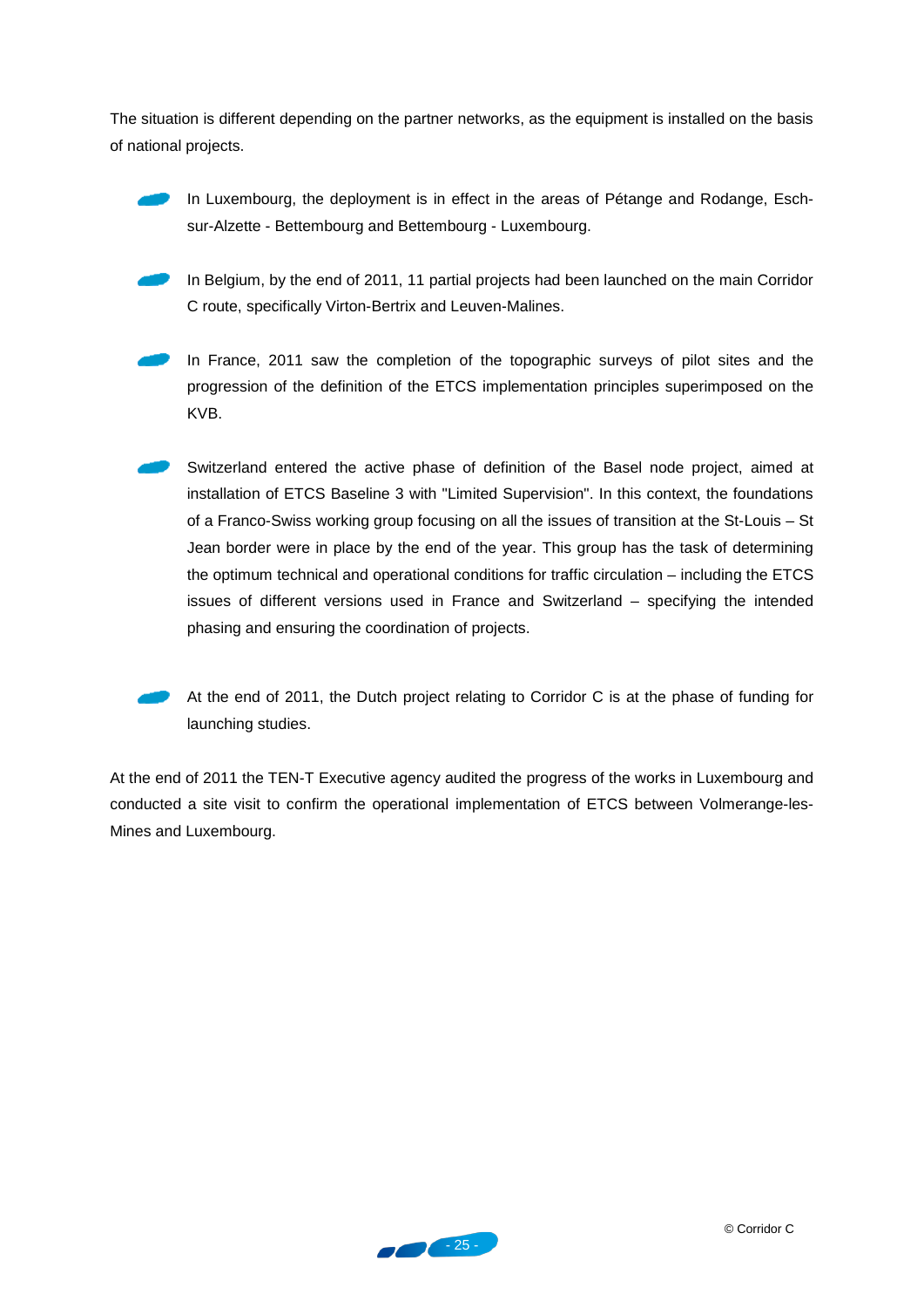The situation is different depending on the partner networks, as the equipment is installed on the basis of national projects.

- In Luxembourg, the deployment is in effect in the areas of Pétange and Rodange, Esch-sur-Alzette - Bettembourg and Bettembourg - Luxembourg.

- In Belgium, by the end of 2011, 11 partial projects had been launched on the main Corridor C route, specifically Virton-Bertrix and Leuven-Malines.

- In France, 2011 saw the completion of the topographic surveys of pilot sites and the progression of the definition of the ETCS implementation principles superimposed on the KVB.

- Switzerland entered the active phase of definition of the Basel node project, aimed at installation of ETCS Baseline 3 with "Limited Supervision". In this context, the foundations of a Franco-Swiss working group focusing on all the issues of transition at the St-Louis – St Jean border were in place by the end of the year. This group has the task of determining the optimum technical and operational conditions for traffic circulation – including the ETCS issues of different versions used in France and Switzerland – specifying the intended phasing and ensuring the coordination of projects.

- At the end of 2011, the Dutch project relating to Corridor C is at the phase of funding for launching studies.

At the end of 2011 the TEN-T Executive agency audited the progress of the works in Luxembourg and conducted a site visit to confirm the operational implementation of ETCS between Volmerange-les-Mines and Luxembourg.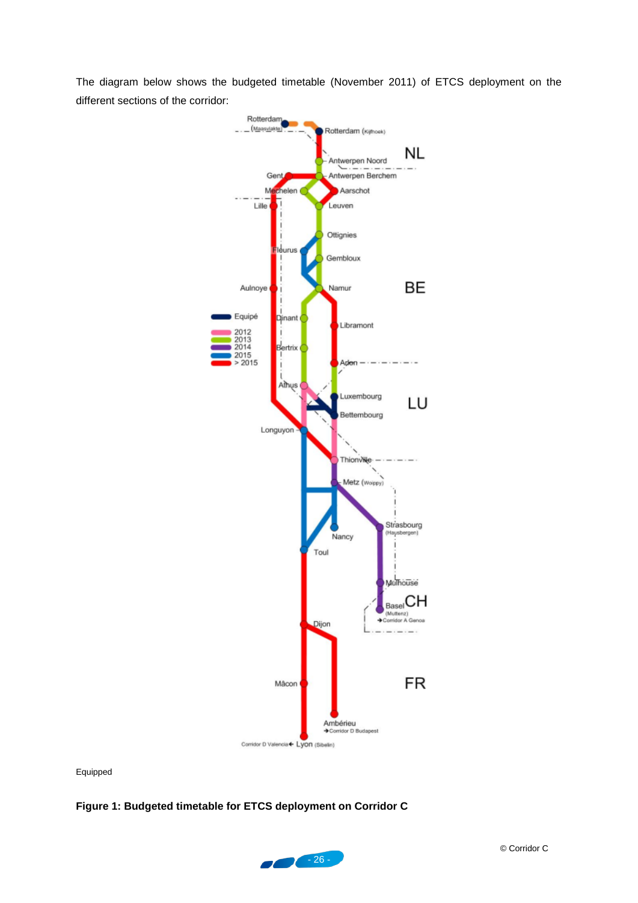The diagram below shows the budgeted timetable (November 2011) of ETCS deployment on the different sections of the corridor:

Equipped

**Figure 1: Budgeted timetable for ETCS deployment on Corridor C**

© Corridor C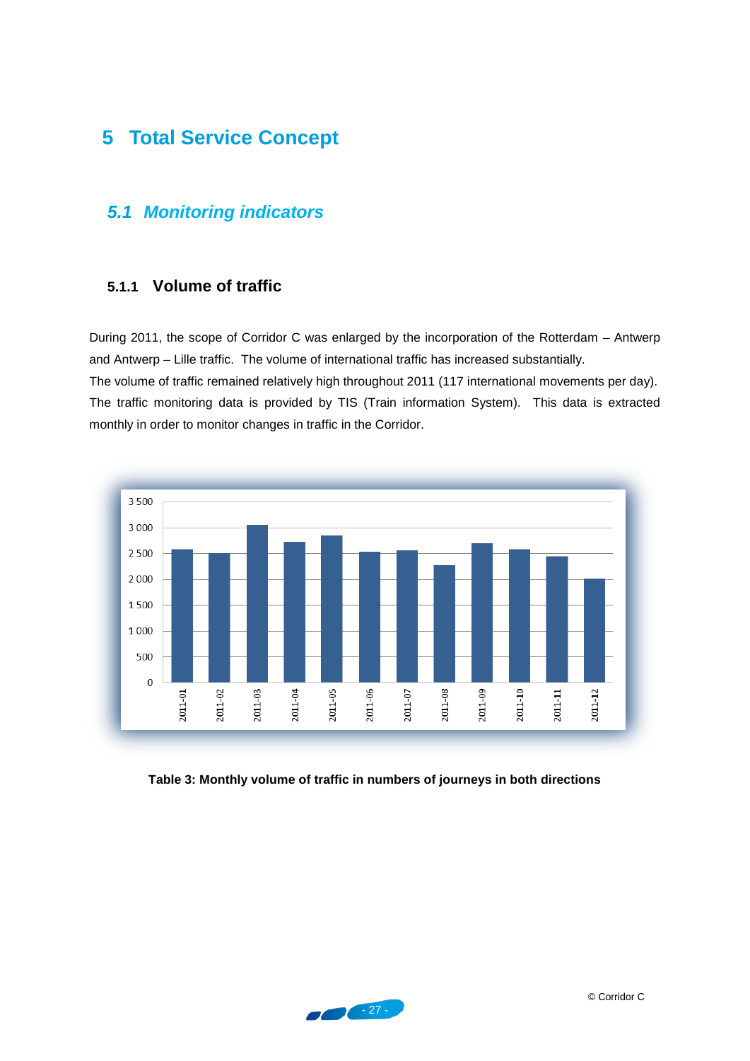# 5 Total Service Concept

## 5.1 Monitoring indicators

### 5.1.1 Volume of traffic

During 2011, the scope of Corridor C was enlarged by the incorporation of the Rotterdam – Antwerp and Antwerp – Lille traffic. The volume of international traffic has increased substantially.
The volume of traffic remained relatively high throughout 2011 (117 international movements per day).
The traffic monitoring data is provided by TIS (Train information System). This data is extracted monthly in order to monitor changes in traffic in the Corridor.

**Table 3: Monthly volume of traffic in numbers of journeys in both directions**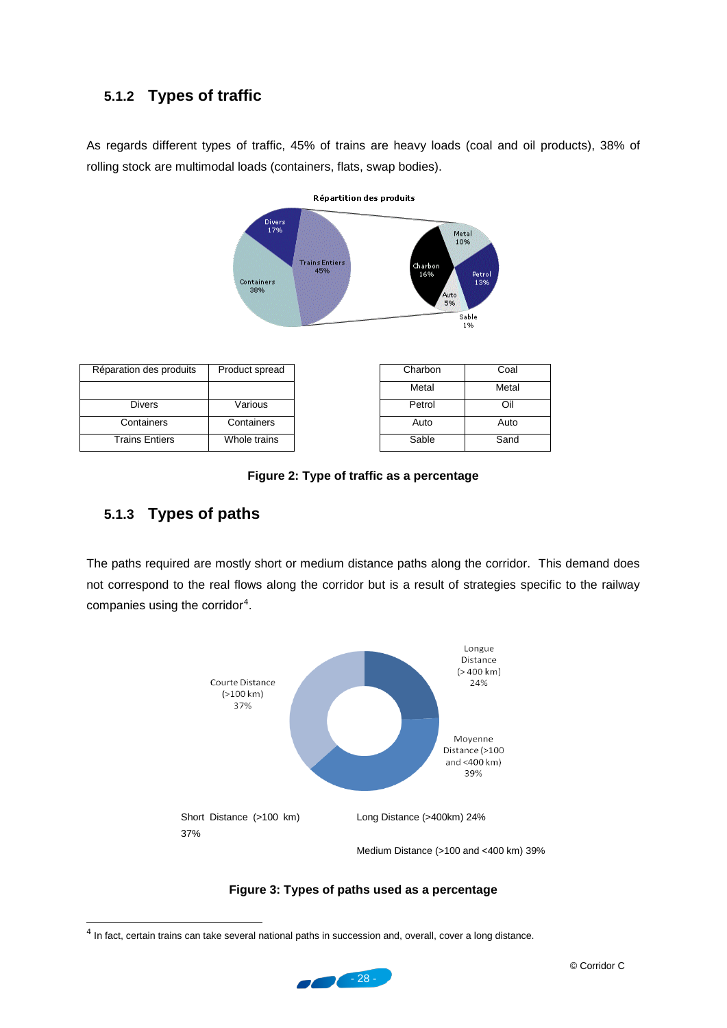### 5.1.2 Types of traffic

As regards different types of traffic, 45% of trains are heavy loads (coal and oil products), 38% of rolling stock are multimodal loads (containers, flats, swap bodies).

| Réparation des produits | Product spread |
| --- | --- |
| | |
| Divers | Various |
| Containers | Containers |
| Trains Entiers | Whole trains |

| Charbon | Coal |
| --- | --- |
| Metal | Metal |
| Petrol | Oil |
| Auto | Auto |
| Sable | Sand |

**Figure 2: Type of traffic as a percentage**

### 5.1.3 Types of paths

The paths required are mostly short or medium distance paths along the corridor. This demand does not correspond to the real flows along the corridor but is a result of strategies specific to the railway companies using the corridor[4].

Short Distance (>100 km) 37%

Long Distance (>400km) 24%

Medium Distance (>100 and <400 km) 39%

**Figure 3: Types of paths used as a percentage**

[4] In fact, certain trains can take several national paths in succession and, overall, cover a long distance.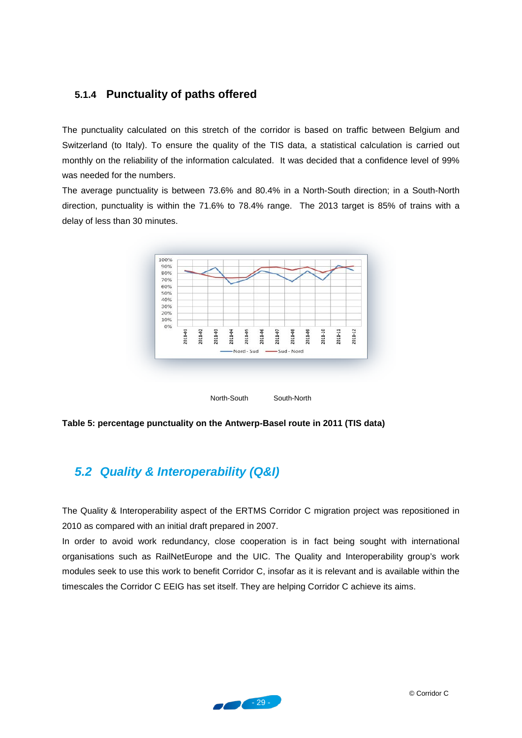### 5.1.4 Punctuality of paths offered

The punctuality calculated on this stretch of the corridor is based on traffic between Belgium and Switzerland (to Italy). To ensure the quality of the TIS data, a statistical calculation is carried out monthly on the reliability of the information calculated. It was decided that a confidence level of 99% was needed for the numbers.

The average punctuality is between 73.6% and 80.4% in a North-South direction; in a South-North direction, punctuality is within the 71.6% to 78.4% range. The 2013 target is 85% of trains with a delay of less than 30 minutes.

North-South South-North

**Table 5: percentage punctuality on the Antwerp-Basel route in 2011 (TIS data)**

## *5.2 Quality & Interoperability (Q&I)*

The Quality & Interoperability aspect of the ERTMS Corridor C migration project was repositioned in 2010 as compared with an initial draft prepared in 2007.

In order to avoid work redundancy, close cooperation is in fact being sought with international organisations such as RailNetEurope and the UIC. The Quality and Interoperability group's work modules seek to use this work to benefit Corridor C, insofar as it is relevant and is available within the timescales the Corridor C EEIG has set itself. They are helping Corridor C achieve its aims.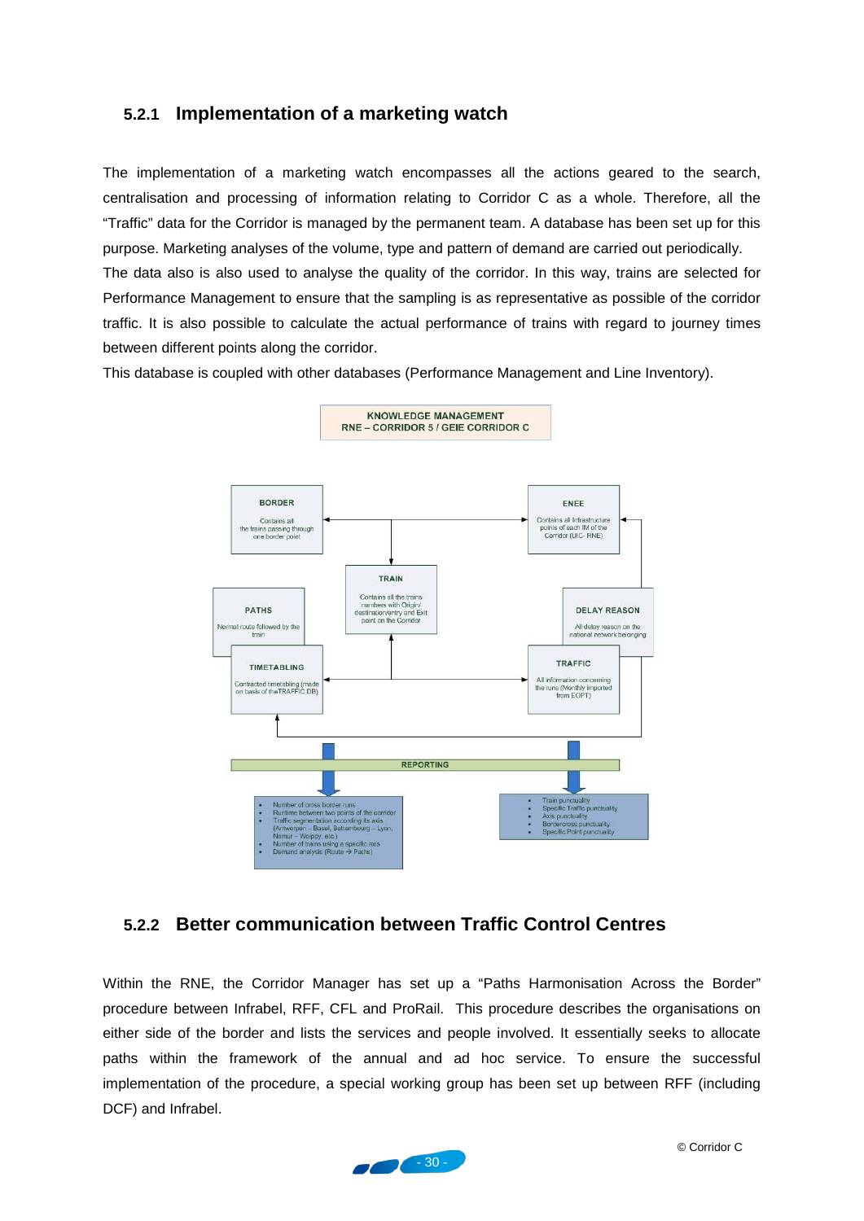### 5.2.1 Implementation of a marketing watch

The implementation of a marketing watch encompasses all the actions geared to the search, centralisation and processing of information relating to Corridor C as a whole. Therefore, all the "Traffic" data for the Corridor is managed by the permanent team. A database has been set up for this purpose. Marketing analyses of the volume, type and pattern of demand are carried out periodically.

The data also is also used to analyse the quality of the corridor. In this way, trains are selected for Performance Management to ensure that the sampling is as representative as possible of the corridor traffic. It is also possible to calculate the actual performance of trains with regard to journey times between different points along the corridor.

This database is coupled with other databases (Performance Management and Line Inventory).

KNOWLEDGE MANAGEMENT
RNE – CORRIDOR 5 / GEIE CORRIDOR C

BORDER
Contains all the trains passing through one border point

ENEE
Contains all Infrastructure points of each IM of the Corridor (UIC- RNE)

TRAIN
Contains all the trains numbers with Origin/ destination/entry and Exit point on the Corridor

PATHS
Normal route followed by the train

DELAY REASON
All delay reason on the national network belonging

TIMETABLING
Contracted timetabling (made on basis of the TRAFFIC DB)

TRAFFIC
All information concerning the runs (Monthly imported from EOPT)

REPORTING

- Number of cross border runs
- Runtime between two points of the corridor
- Traffic segmentation according its axis (Antwerpen – Basel, Bettembourg – Lyon, Namur – Woippy, etc.)
- Number of trains using a specific axis
- Demand analysis (Route → Paths)

- Train punctuality
- Specific Traffic punctuality
- Axis punctuality
- Bordercross punctuality
- Specific Point punctuality

### 5.2.2 Better communication between Traffic Control Centres

Within the RNE, the Corridor Manager has set up a "Paths Harmonisation Across the Border" procedure between Infrabel, RFF, CFL and ProRail. This procedure describes the organisations on either side of the border and lists the services and people involved. It essentially seeks to allocate paths within the framework of the annual and ad hoc service. To ensure the successful implementation of the procedure, a special working group has been set up between RFF (including DCF) and Infrabel.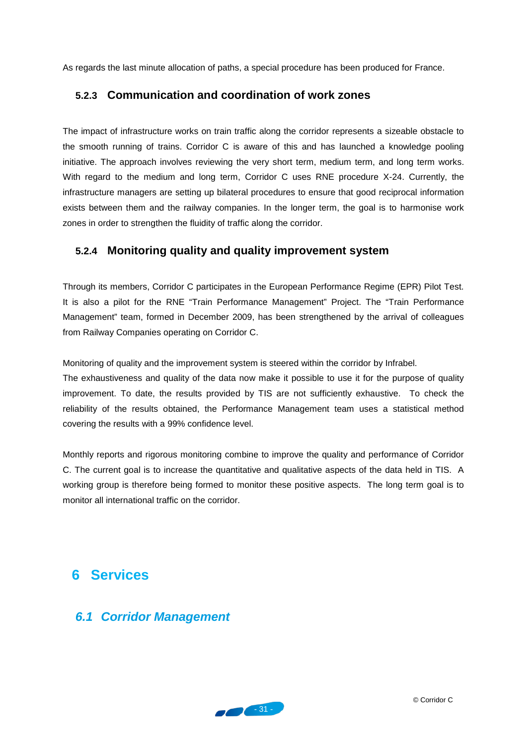As regards the last minute allocation of paths, a special procedure has been produced for France.

### 5.2.3 Communication and coordination of work zones

The impact of infrastructure works on train traffic along the corridor represents a sizeable obstacle to the smooth running of trains. Corridor C is aware of this and has launched a knowledge pooling initiative. The approach involves reviewing the very short term, medium term, and long term works. With regard to the medium and long term, Corridor C uses RNE procedure X-24. Currently, the infrastructure managers are setting up bilateral procedures to ensure that good reciprocal information exists between them and the railway companies. In the longer term, the goal is to harmonise work zones in order to strengthen the fluidity of traffic along the corridor.

### 5.2.4 Monitoring quality and quality improvement system

Through its members, Corridor C participates in the European Performance Regime (EPR) Pilot Test. It is also a pilot for the RNE “Train Performance Management” Project. The “Train Performance Management” team, formed in December 2009, has been strengthened by the arrival of colleagues from Railway Companies operating on Corridor C.

Monitoring of quality and the improvement system is steered within the corridor by Infrabel.
The exhaustiveness and quality of the data now make it possible to use it for the purpose of quality improvement. To date, the results provided by TIS are not sufficiently exhaustive. To check the reliability of the results obtained, the Performance Management team uses a statistical method covering the results with a 99% confidence level.

Monthly reports and rigorous monitoring combine to improve the quality and performance of Corridor C. The current goal is to increase the quantitative and qualitative aspects of the data held in TIS. A working group is therefore being formed to monitor these positive aspects. The long term goal is to monitor all international traffic on the corridor.

# 6 Services

## *6.1 Corridor Management*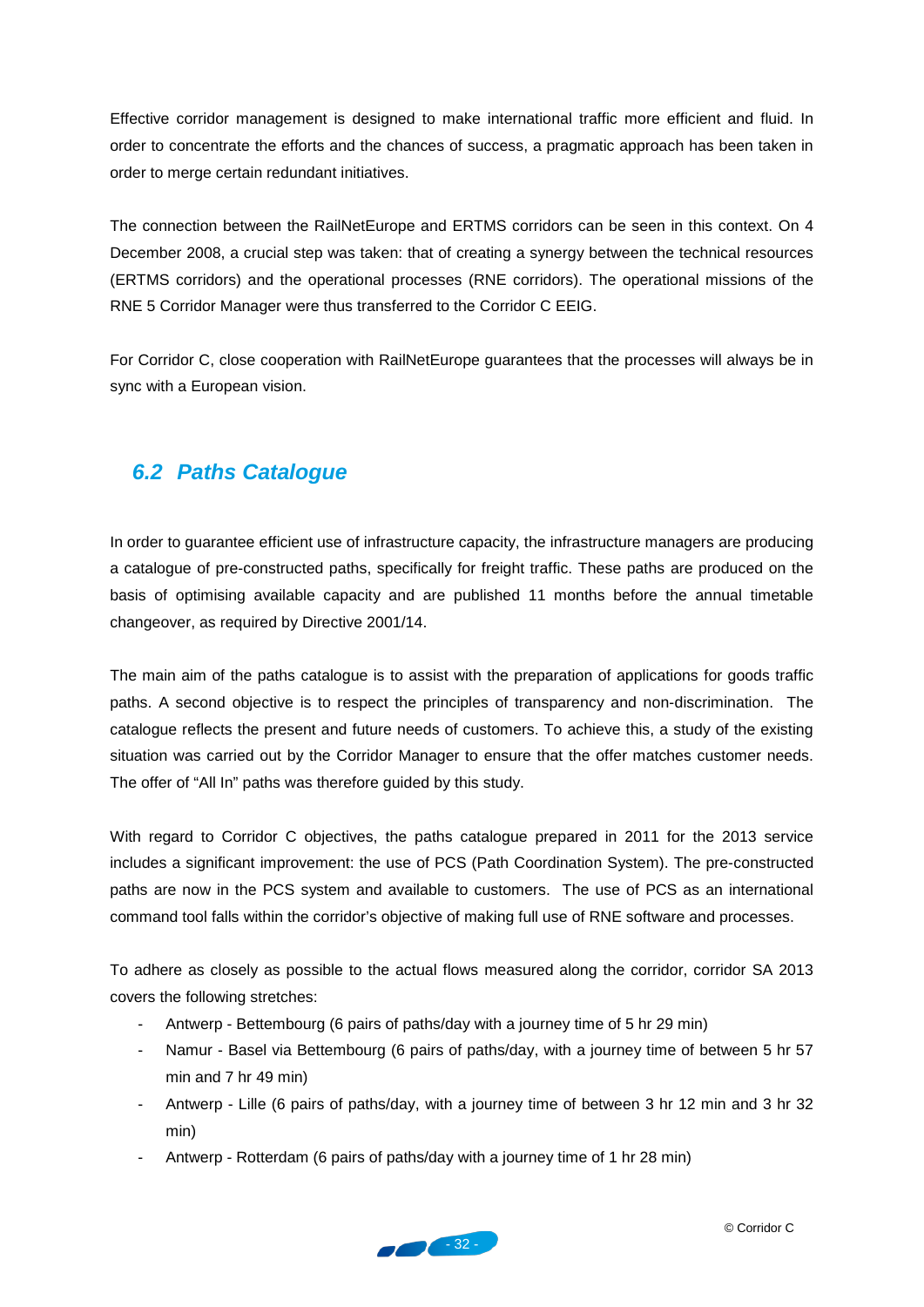Effective corridor management is designed to make international traffic more efficient and fluid. In order to concentrate the efforts and the chances of success, a pragmatic approach has been taken in order to merge certain redundant initiatives.

The connection between the RailNetEurope and ERTMS corridors can be seen in this context. On 4 December 2008, a crucial step was taken: that of creating a synergy between the technical resources (ERTMS corridors) and the operational processes (RNE corridors). The operational missions of the RNE 5 Corridor Manager were thus transferred to the Corridor C EEIG.

For Corridor C, close cooperation with RailNetEurope guarantees that the processes will always be in sync with a European vision.

## 6.2 Paths Catalogue

In order to guarantee efficient use of infrastructure capacity, the infrastructure managers are producing a catalogue of pre-constructed paths, specifically for freight traffic. These paths are produced on the basis of optimising available capacity and are published 11 months before the annual timetable changeover, as required by Directive 2001/14.

The main aim of the paths catalogue is to assist with the preparation of applications for goods traffic paths. A second objective is to respect the principles of transparency and non-discrimination. The catalogue reflects the present and future needs of customers. To achieve this, a study of the existing situation was carried out by the Corridor Manager to ensure that the offer matches customer needs. The offer of "All In" paths was therefore guided by this study.

With regard to Corridor C objectives, the paths catalogue prepared in 2011 for the 2013 service includes a significant improvement: the use of PCS (Path Coordination System). The pre-constructed paths are now in the PCS system and available to customers. The use of PCS as an international command tool falls within the corridor's objective of making full use of RNE software and processes.

To adhere as closely as possible to the actual flows measured along the corridor, corridor SA 2013 covers the following stretches:

- Antwerp - Bettembourg (6 pairs of paths/day with a journey time of 5 hr 29 min)
- Namur - Basel via Bettembourg (6 pairs of paths/day, with a journey time of between 5 hr 57 min and 7 hr 49 min)
- Antwerp - Lille (6 pairs of paths/day, with a journey time of between 3 hr 12 min and 3 hr 32 min)
- Antwerp - Rotterdam (6 pairs of paths/day with a journey time of 1 hr 28 min)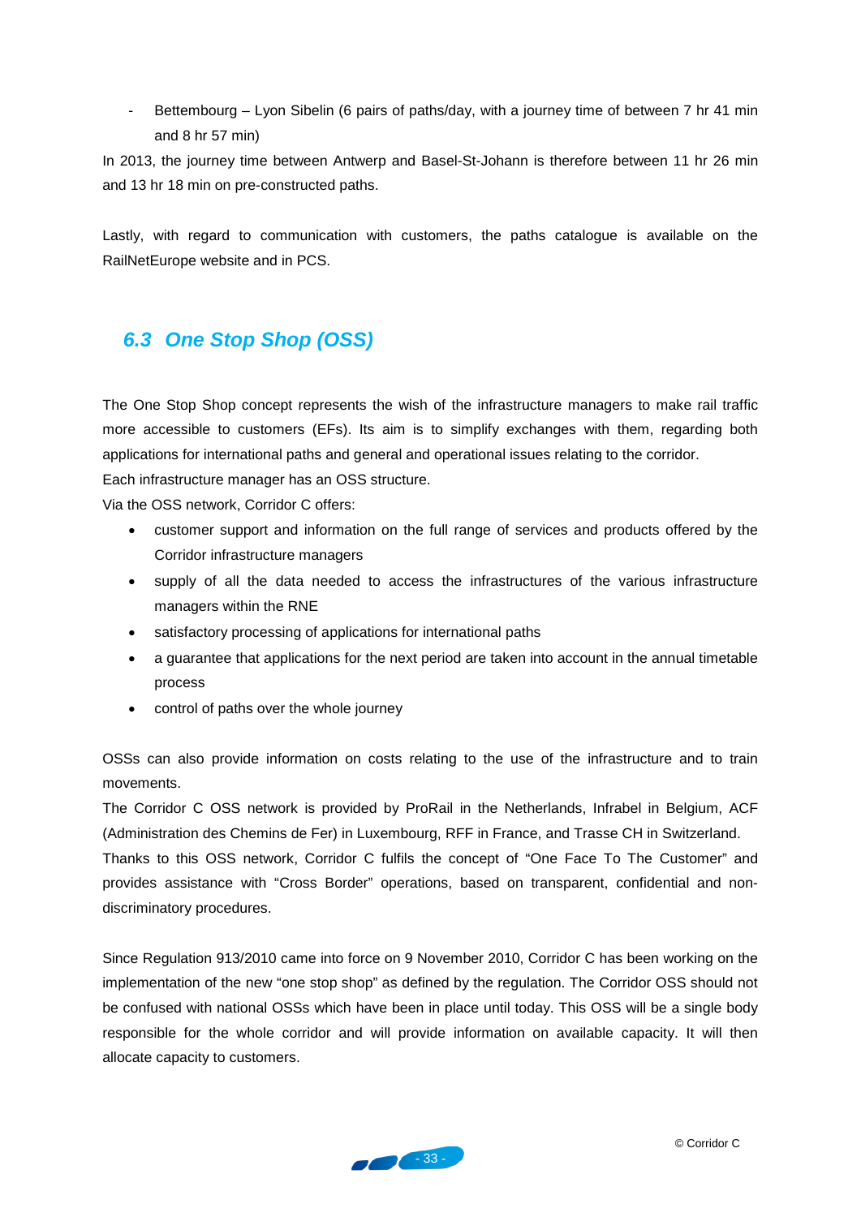- Bettembourg – Lyon Sibelin (6 pairs of paths/day, with a journey time of between 7 hr 41 min and 8 hr 57 min)

In 2013, the journey time between Antwerp and Basel-St-Johann is therefore between 11 hr 26 min and 13 hr 18 min on pre-constructed paths.

Lastly, with regard to communication with customers, the paths catalogue is available on the RailNetEurope website and in PCS.

## 6.3 One Stop Shop (OSS)

The One Stop Shop concept represents the wish of the infrastructure managers to make rail traffic more accessible to customers (EFs). Its aim is to simplify exchanges with them, regarding both applications for international paths and general and operational issues relating to the corridor.
Each infrastructure manager has an OSS structure.
Via the OSS network, Corridor C offers:

- customer support and information on the full range of services and products offered by the Corridor infrastructure managers
- supply of all the data needed to access the infrastructures of the various infrastructure managers within the RNE
- satisfactory processing of applications for international paths
- a guarantee that applications for the next period are taken into account in the annual timetable process
- control of paths over the whole journey

OSSs can also provide information on costs relating to the use of the infrastructure and to train movements.
The Corridor C OSS network is provided by ProRail in the Netherlands, Infrabel in Belgium, ACF (Administration des Chemins de Fer) in Luxembourg, RFF in France, and Trasse CH in Switzerland.
Thanks to this OSS network, Corridor C fulfils the concept of “One Face To The Customer” and provides assistance with “Cross Border” operations, based on transparent, confidential and non-discriminatory procedures.

Since Regulation 913/2010 came into force on 9 November 2010, Corridor C has been working on the implementation of the new “one stop shop” as defined by the regulation. The Corridor OSS should not be confused with national OSSs which have been in place until today. This OSS will be a single body responsible for the whole corridor and will provide information on available capacity. It will then allocate capacity to customers.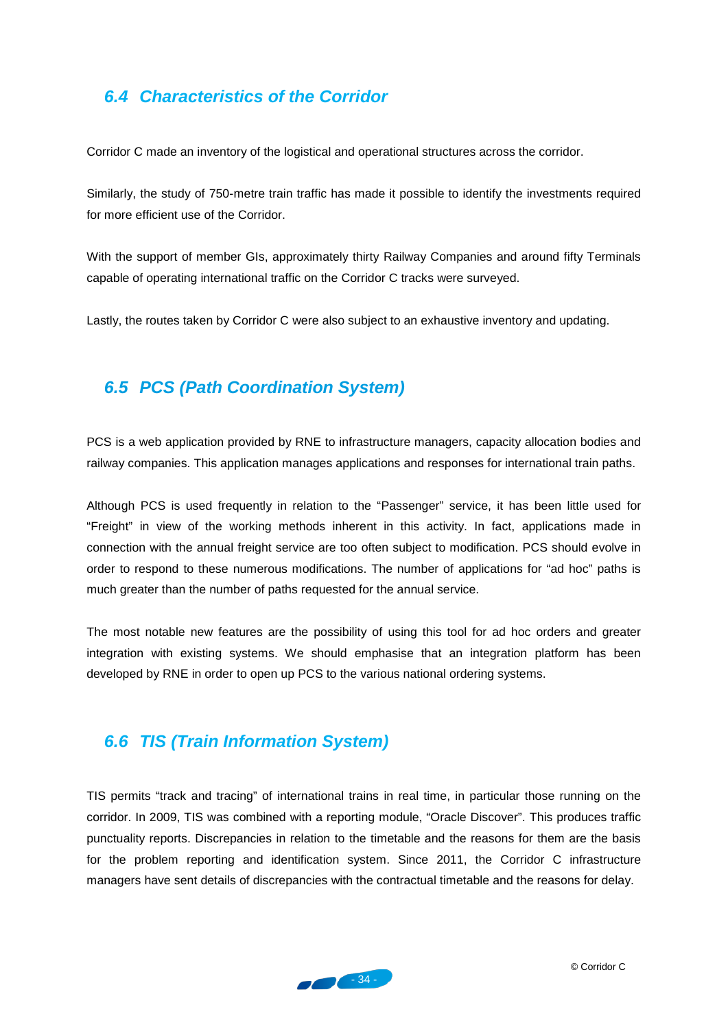## *6.4 Characteristics of the Corridor*

Corridor C made an inventory of the logistical and operational structures across the corridor.

Similarly, the study of 750-metre train traffic has made it possible to identify the investments required for more efficient use of the Corridor.

With the support of member GIs, approximately thirty Railway Companies and around fifty Terminals capable of operating international traffic on the Corridor C tracks were surveyed.

Lastly, the routes taken by Corridor C were also subject to an exhaustive inventory and updating.

## *6.5 PCS (Path Coordination System)*

PCS is a web application provided by RNE to infrastructure managers, capacity allocation bodies and railway companies. This application manages applications and responses for international train paths.

Although PCS is used frequently in relation to the "Passenger" service, it has been little used for "Freight" in view of the working methods inherent in this activity. In fact, applications made in connection with the annual freight service are too often subject to modification. PCS should evolve in order to respond to these numerous modifications. The number of applications for "ad hoc" paths is much greater than the number of paths requested for the annual service.

The most notable new features are the possibility of using this tool for ad hoc orders and greater integration with existing systems. We should emphasise that an integration platform has been developed by RNE in order to open up PCS to the various national ordering systems.

## *6.6 TIS (Train Information System)*

TIS permits "track and tracing" of international trains in real time, in particular those running on the corridor. In 2009, TIS was combined with a reporting module, "Oracle Discover". This produces traffic punctuality reports. Discrepancies in relation to the timetable and the reasons for them are the basis for the problem reporting and identification system. Since 2011, the Corridor C infrastructure managers have sent details of discrepancies with the contractual timetable and the reasons for delay.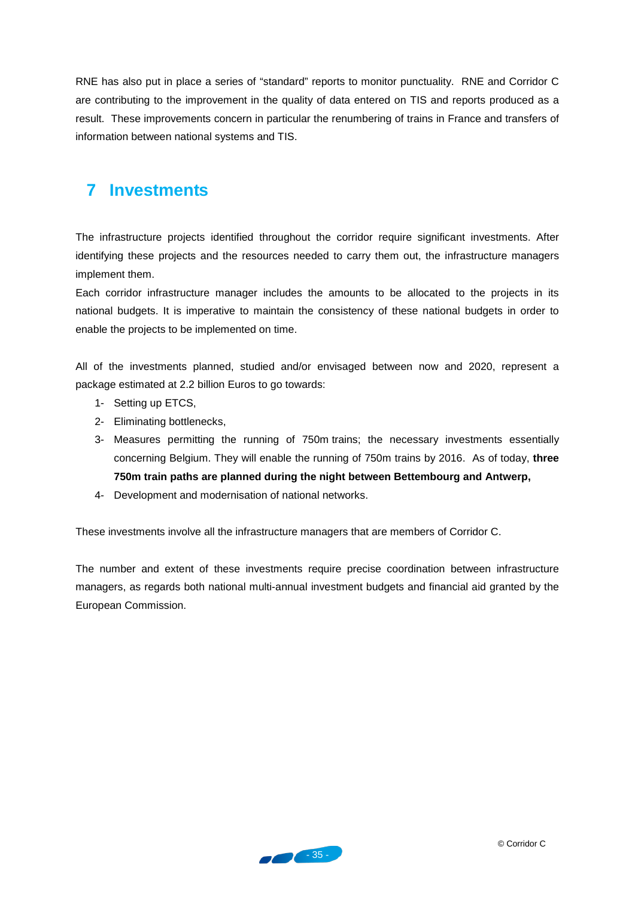RNE has also put in place a series of "standard" reports to monitor punctuality. RNE and Corridor C are contributing to the improvement in the quality of data entered on TIS and reports produced as a result. These improvements concern in particular the renumbering of trains in France and transfers of information between national systems and TIS.

# 7 Investments

The infrastructure projects identified throughout the corridor require significant investments. After identifying these projects and the resources needed to carry them out, the infrastructure managers implement them.

Each corridor infrastructure manager includes the amounts to be allocated to the projects in its national budgets. It is imperative to maintain the consistency of these national budgets in order to enable the projects to be implemented on time.

All of the investments planned, studied and/or envisaged between now and 2020, represent a package estimated at 2.2 billion Euros to go towards:

1- Setting up ETCS,
2- Eliminating bottlenecks,
3- Measures permitting the running of 750m trains; the necessary investments essentially concerning Belgium. They will enable the running of 750m trains by 2016. As of today, **three 750m train paths are planned during the night between Bettembourg and Antwerp,**
4- Development and modernisation of national networks.

These investments involve all the infrastructure managers that are members of Corridor C.

The number and extent of these investments require precise coordination between infrastructure managers, as regards both national multi-annual investment budgets and financial aid granted by the European Commission.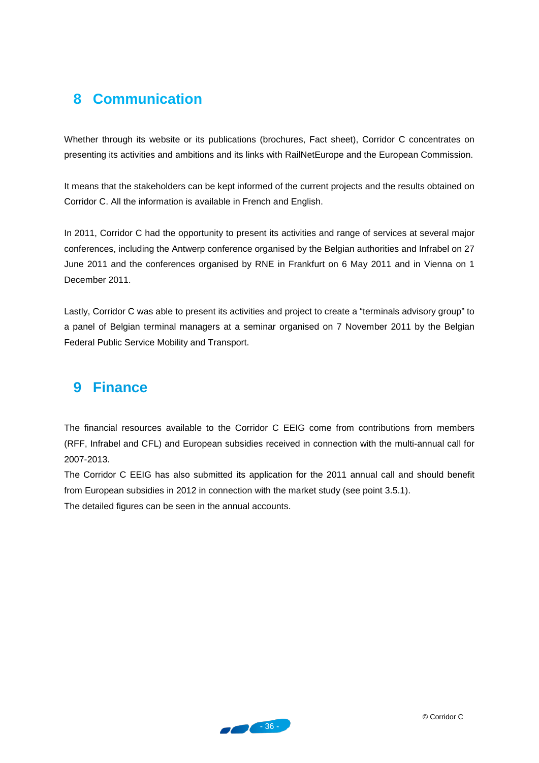# 8 Communication

Whether through its website or its publications (brochures, Fact sheet), Corridor C concentrates on presenting its activities and ambitions and its links with RailNetEurope and the European Commission.

It means that the stakeholders can be kept informed of the current projects and the results obtained on Corridor C. All the information is available in French and English.

In 2011, Corridor C had the opportunity to present its activities and range of services at several major conferences, including the Antwerp conference organised by the Belgian authorities and Infrabel on 27 June 2011 and the conferences organised by RNE in Frankfurt on 6 May 2011 and in Vienna on 1 December 2011.

Lastly, Corridor C was able to present its activities and project to create a "terminals advisory group" to a panel of Belgian terminal managers at a seminar organised on 7 November 2011 by the Belgian Federal Public Service Mobility and Transport.

# 9 Finance

The financial resources available to the Corridor C EEIG come from contributions from members (RFF, Infrabel and CFL) and European subsidies received in connection with the multi-annual call for 2007-2013.

The Corridor C EEIG has also submitted its application for the 2011 annual call and should benefit from European subsidies in 2012 in connection with the market study (see point 3.5.1).

The detailed figures can be seen in the annual accounts.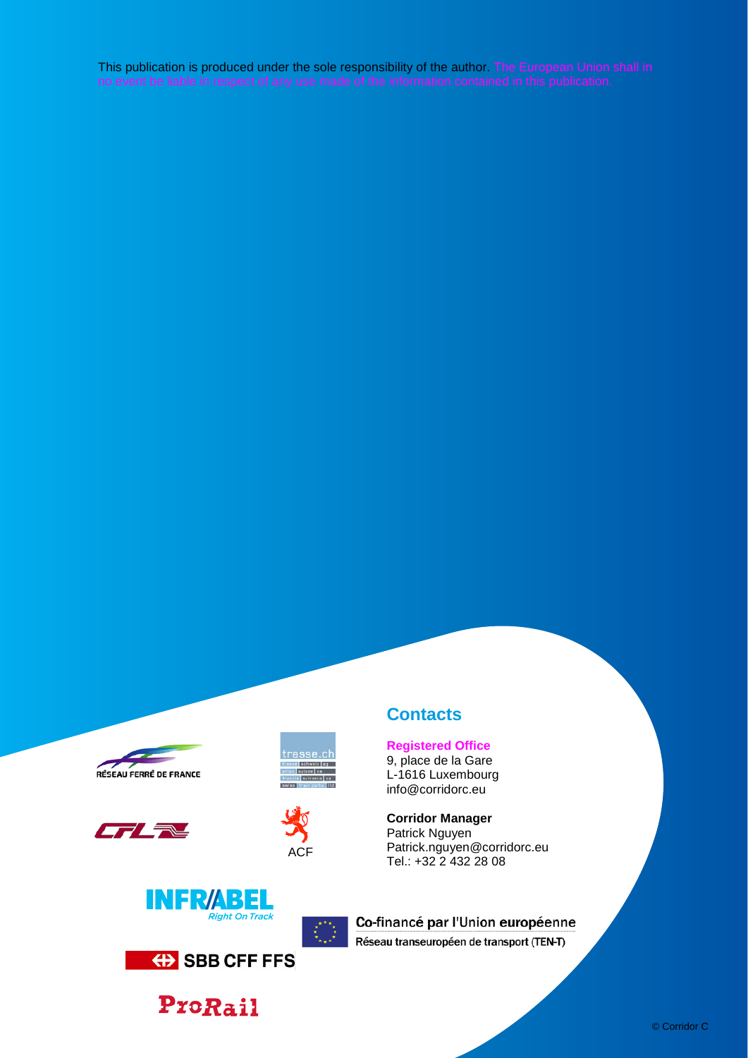This publication is produced under the sole responsibility of the author. The European Union shall in no event be liable in respect of any use made of the information contained in this publication.

## Contacts

**Registered Office**
9, place de la Gare
L-1616 Luxembourg
info@corridorc.eu

**Corridor Manager**
Patrick Nguyen
Patrick.nguyen@corridorc.eu
Tel.: +32 2 432 28 08

RÉSEAU FERRÉ DE FRANCE

trasse.ch

CFL

ACF

INFRABEL *Right On Track*

SBB CFF FFS

ProRail

Co-financé par l'Union européenne
Réseau transeuropéen de transport (TEN-T)

© Corridor C